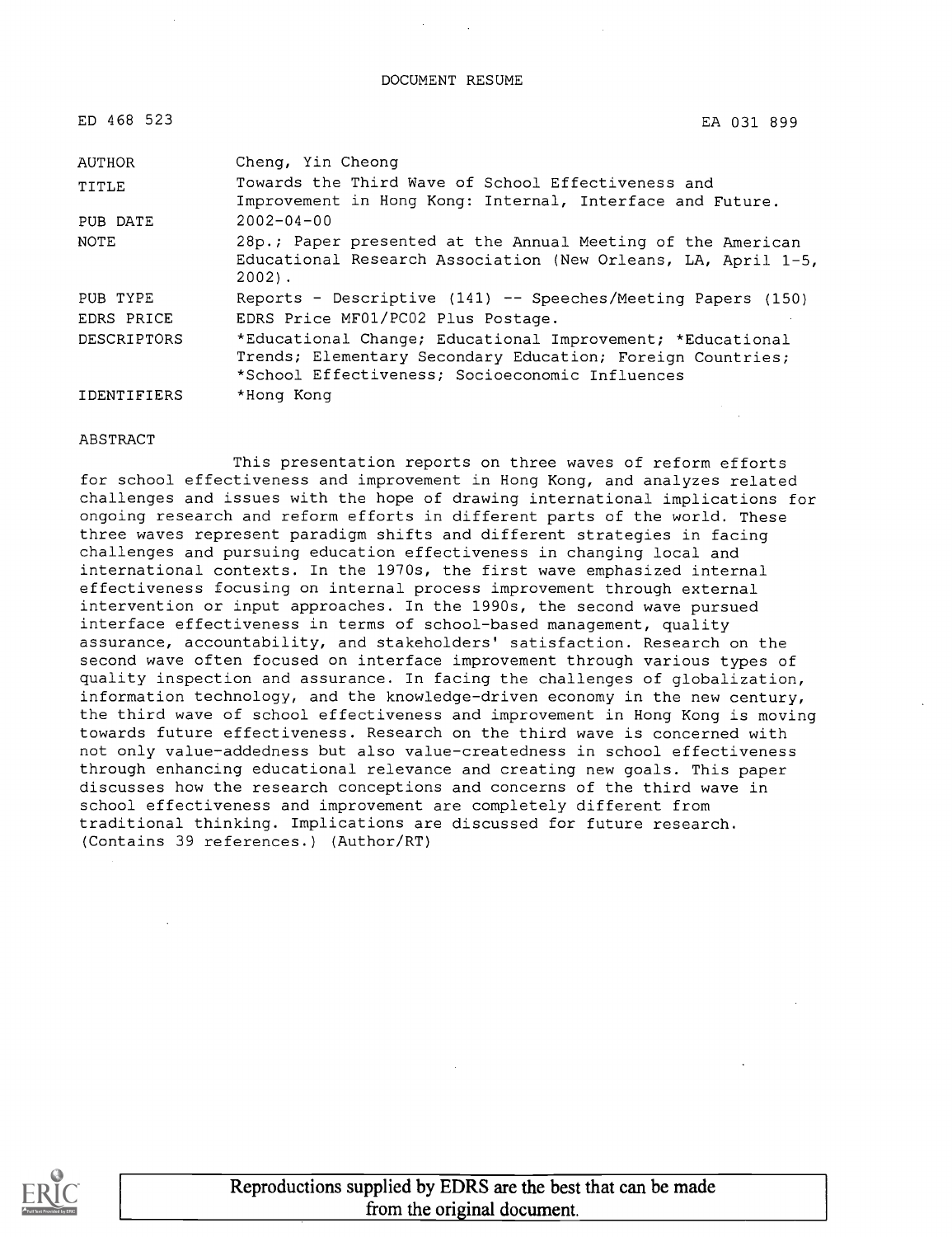DOCUMENT RESUME

| ED 468 523 | EA 031 899 |
|---|---|
| AUTHOR | Cheng, Yin Cheong |
| TITLE | Towards the Third Wave of School Effectiveness and Improvement in Hong Kong: Internal, Interface and Future. |
| PUB DATE | 2002-04-00 |
| NOTE | 28p.; Paper presented at the Annual Meeting of the American Educational Research Association (New Orleans, LA, April 1-5, 2002). |
| PUB TYPE | Reports - Descriptive (141) -- Speeches/Meeting Papers (150) |
| EDRS PRICE | EDRS Price MF01/PC02 Plus Postage. |
| DESCRIPTORS | *Educational Change; Educational Improvement; *Educational Trends; Elementary Secondary Education; Foreign Countries; *School Effectiveness; Socioeconomic Influences |
| IDENTIFIERS | *Hong Kong |

ABSTRACT

This presentation reports on three waves of reform efforts for school effectiveness and improvement in Hong Kong, and analyzes related challenges and issues with the hope of drawing international implications for ongoing research and reform efforts in different parts of the world. These three waves represent paradigm shifts and different strategies in facing challenges and pursuing education effectiveness in changing local and international contexts. In the 1970s, the first wave emphasized internal effectiveness focusing on internal process improvement through external intervention or input approaches. In the 1990s, the second wave pursued interface effectiveness in terms of school-based management, quality assurance, accountability, and stakeholders' satisfaction. Research on the second wave often focused on interface improvement through various types of quality inspection and assurance. In facing the challenges of globalization, information technology, and the knowledge-driven economy in the new century, the third wave of school effectiveness and improvement in Hong Kong is moving towards future effectiveness. Research on the third wave is concerned with not only value-addedness but also value-createdness in school effectiveness through enhancing educational relevance and creating new goals. This paper discusses how the research conceptions and concerns of the third wave in school effectiveness and improvement are completely different from traditional thinking. Implications are discussed for future research. (Contains 39 references.) (Author/RT)

Reproductions supplied by EDRS are the best that can be made from the original document.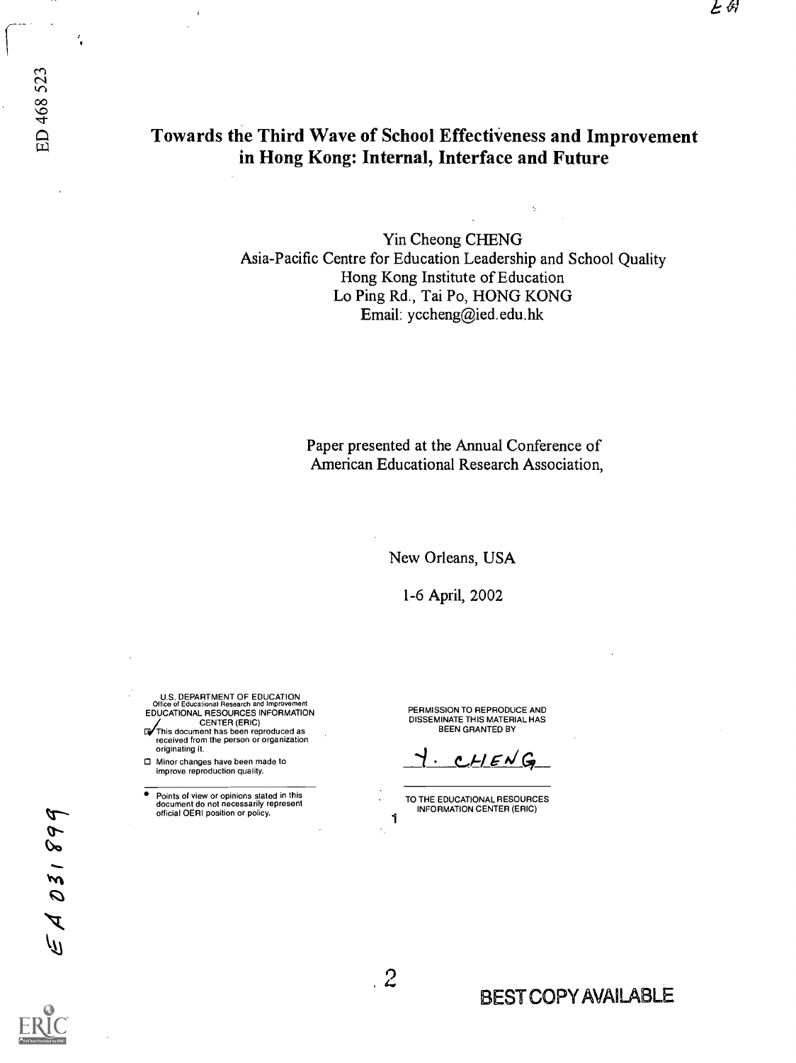ED 468 523

# Towards the Third Wave of School Effectiveness and Improvement in Hong Kong: Internal, Interface and Future

Yin Cheong CHENG
Asia-Pacific Centre for Education Leadership and School Quality
Hong Kong Institute of Education
Lo Ping Rd., Tai Po, HONG KONG
Email: yccheng@ied.edu.hk

Paper presented at the Annual Conference of American Educational Research Association,

New Orleans, USA

1-6 April, 2002

U.S. DEPARTMENT OF EDUCATION
Office of Educational Research and Improvement
EDUCATIONAL RESOURCES INFORMATION CENTER (ERIC)

- This document has been reproduced as received from the person or organization originating it.
- Minor changes have been made to improve reproduction quality.

- Points of view or opinions stated in this document do not necessarily represent official OERI position or policy.

PERMISSION TO REPRODUCE AND DISSEMINATE THIS MATERIAL HAS BEEN GRANTED BY

Y. CHENG

TO THE EDUCATIONAL RESOURCES INFORMATION CENTER (ERIC)

EA 031 899

BEST COPY AVAILABLE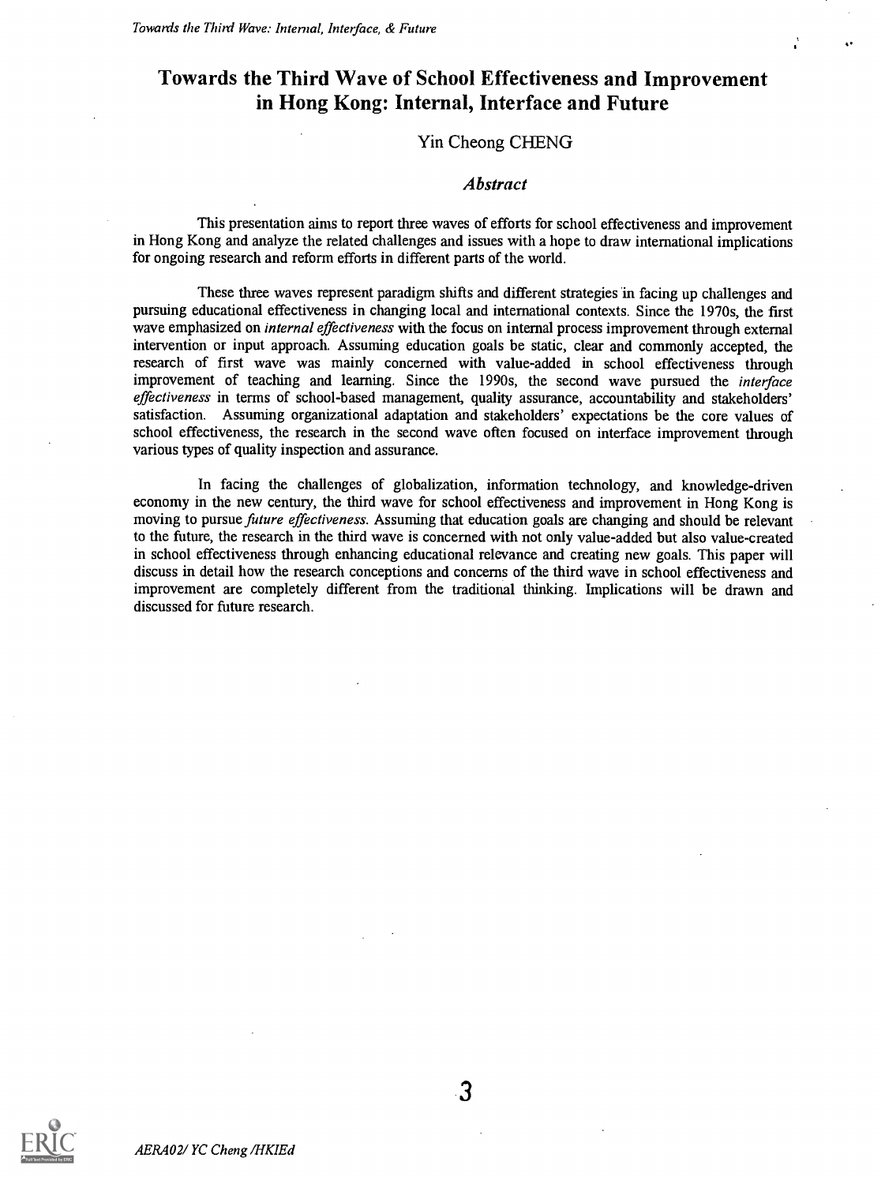# Towards the Third Wave of School Effectiveness and Improvement in Hong Kong: Internal, Interface and Future

Yin Cheong CHENG

### *Abstract*

This presentation aims to report three waves of efforts for school effectiveness and improvement in Hong Kong and analyze the related challenges and issues with a hope to draw international implications for ongoing research and reform efforts in different parts of the world.

These three waves represent paradigm shifts and different strategies in facing up challenges and pursuing educational effectiveness in changing local and international contexts. Since the 1970s, the first wave emphasized on *internal effectiveness* with the focus on internal process improvement through external intervention or input approach. Assuming education goals be static, clear and commonly accepted, the research of first wave was mainly concerned with value-added in school effectiveness through improvement of teaching and learning. Since the 1990s, the second wave pursued the *interface effectiveness* in terms of school-based management, quality assurance, accountability and stakeholders' satisfaction. Assuming organizational adaptation and stakeholders' expectations be the core values of school effectiveness, the research in the second wave often focused on interface improvement through various types of quality inspection and assurance.

In facing the challenges of globalization, information technology, and knowledge-driven economy in the new century, the third wave for school effectiveness and improvement in Hong Kong is moving to pursue *future effectiveness*. Assuming that education goals are changing and should be relevant to the future, the research in the third wave is concerned with not only value-added but also value-created in school effectiveness through enhancing educational relevance and creating new goals. This paper will discuss in detail how the research conceptions and concerns of the third wave in school effectiveness and improvement are completely different from the traditional thinking. Implications will be drawn and discussed for future research.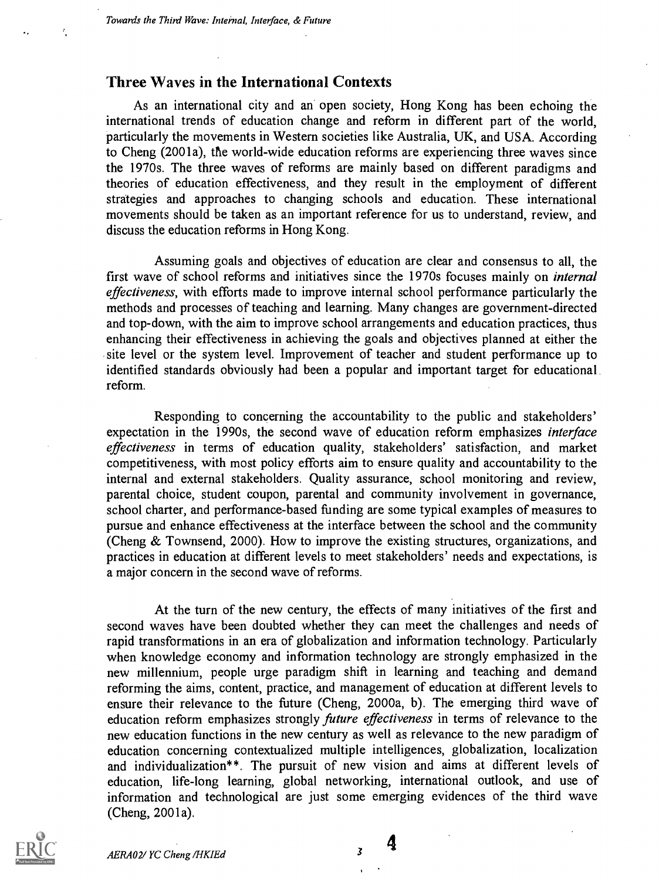## Three Waves in the International Contexts

As an international city and an open society, Hong Kong has been echoing the international trends of education change and reform in different part of the world, particularly the movements in Western societies like Australia, UK, and USA. According to Cheng (2001a), the world-wide education reforms are experiencing three waves since the 1970s. The three waves of reforms are mainly based on different paradigms and theories of education effectiveness, and they result in the employment of different strategies and approaches to changing schools and education. These international movements should be taken as an important reference for us to understand, review, and discuss the education reforms in Hong Kong.

Assuming goals and objectives of education are clear and consensus to all, the first wave of school reforms and initiatives since the 1970s focuses mainly on *internal effectiveness*, with efforts made to improve internal school performance particularly the methods and processes of teaching and learning. Many changes are government-directed and top-down, with the aim to improve school arrangements and education practices, thus enhancing their effectiveness in achieving the goals and objectives planned at either the site level or the system level. Improvement of teacher and student performance up to identified standards obviously had been a popular and important target for educational reform.

Responding to concerning the accountability to the public and stakeholders' expectation in the 1990s, the second wave of education reform emphasizes *interface effectiveness* in terms of education quality, stakeholders' satisfaction, and market competitiveness, with most policy efforts aim to ensure quality and accountability to the internal and external stakeholders. Quality assurance, school monitoring and review, parental choice, student coupon, parental and community involvement in governance, school charter, and performance-based funding are some typical examples of measures to pursue and enhance effectiveness at the interface between the school and the community (Cheng & Townsend, 2000). How to improve the existing structures, organizations, and practices in education at different levels to meet stakeholders' needs and expectations, is a major concern in the second wave of reforms.

At the turn of the new century, the effects of many initiatives of the first and second waves have been doubted whether they can meet the challenges and needs of rapid transformations in an era of globalization and information technology. Particularly when knowledge economy and information technology are strongly emphasized in the new millennium, people urge paradigm shift in learning and teaching and demand reforming the aims, content, practice, and management of education at different levels to ensure their relevance to the future (Cheng, 2000a, b). The emerging third wave of education reform emphasizes strongly *future effectiveness* in terms of relevance to the new education functions in the new century as well as relevance to the new paradigm of education concerning contextualized multiple intelligences, globalization, localization and individualization**. The pursuit of new vision and aims at different levels of education, life-long learning, global networking, international outlook, and use of information and technological are just some emerging evidences of the third wave (Cheng, 2001a).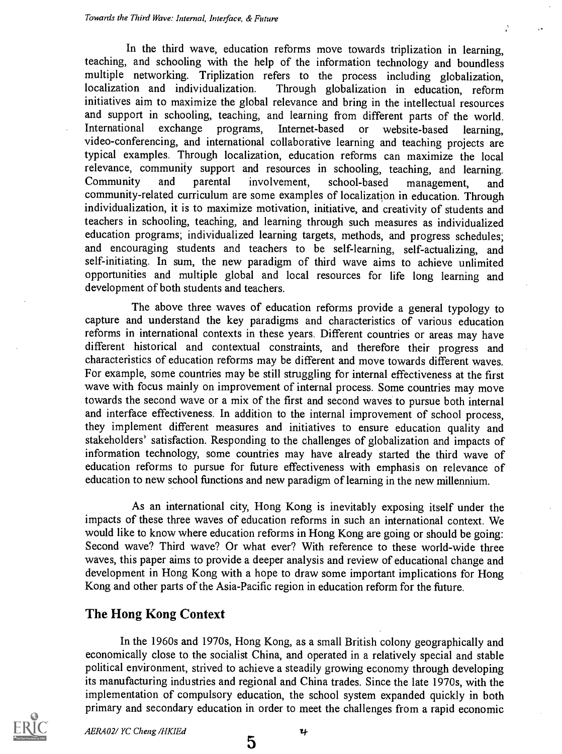In the third wave, education reforms move towards triplization in learning, teaching, and schooling with the help of the information technology and boundless multiple networking. Triplization refers to the process including globalization, localization and individualization. Through globalization in education, reform initiatives aim to maximize the global relevance and bring in the intellectual resources and support in schooling, teaching, and learning from different parts of the world. International exchange programs, Internet-based or website-based learning, video-conferencing, and international collaborative learning and teaching projects are typical examples. Through localization, education reforms can maximize the local relevance, community support and resources in schooling, teaching, and learning. Community and parental involvement, school-based management, and community-related curriculum are some examples of localization in education. Through individualization, it is to maximize motivation, initiative, and creativity of students and teachers in schooling, teaching, and learning through such measures as individualized education programs; individualized learning targets, methods, and progress schedules; and encouraging students and teachers to be self-learning, self-actualizing, and self-initiating. In sum, the new paradigm of third wave aims to achieve unlimited opportunities and multiple global and local resources for life long learning and development of both students and teachers.

The above three waves of education reforms provide a general typology to capture and understand the key paradigms and characteristics of various education reforms in international contexts in these years. Different countries or areas may have different historical and contextual constraints, and therefore their progress and characteristics of education reforms may be different and move towards different waves. For example, some countries may be still struggling for internal effectiveness at the first wave with focus mainly on improvement of internal process. Some countries may move towards the second wave or a mix of the first and second waves to pursue both internal and interface effectiveness. In addition to the internal improvement of school process, they implement different measures and initiatives to ensure education quality and stakeholders' satisfaction. Responding to the challenges of globalization and impacts of information technology, some countries may have already started the third wave of education reforms to pursue for future effectiveness with emphasis on relevance of education to new school functions and new paradigm of learning in the new millennium.

As an international city, Hong Kong is inevitably exposing itself under the impacts of these three waves of education reforms in such an international context. We would like to know where education reforms in Hong Kong are going or should be going: Second wave? Third wave? Or what ever? With reference to these world-wide three waves, this paper aims to provide a deeper analysis and review of educational change and development in Hong Kong with a hope to draw some important implications for Hong Kong and other parts of the Asia-Pacific region in education reform for the future.

## The Hong Kong Context

In the 1960s and 1970s, Hong Kong, as a small British colony geographically and economically close to the socialist China, and operated in a relatively special and stable political environment, strived to achieve a steadily growing economy through developing its manufacturing industries and regional and China trades. Since the late 1970s, with the implementation of compulsory education, the school system expanded quickly in both primary and secondary education in order to meet the challenges from a rapid economic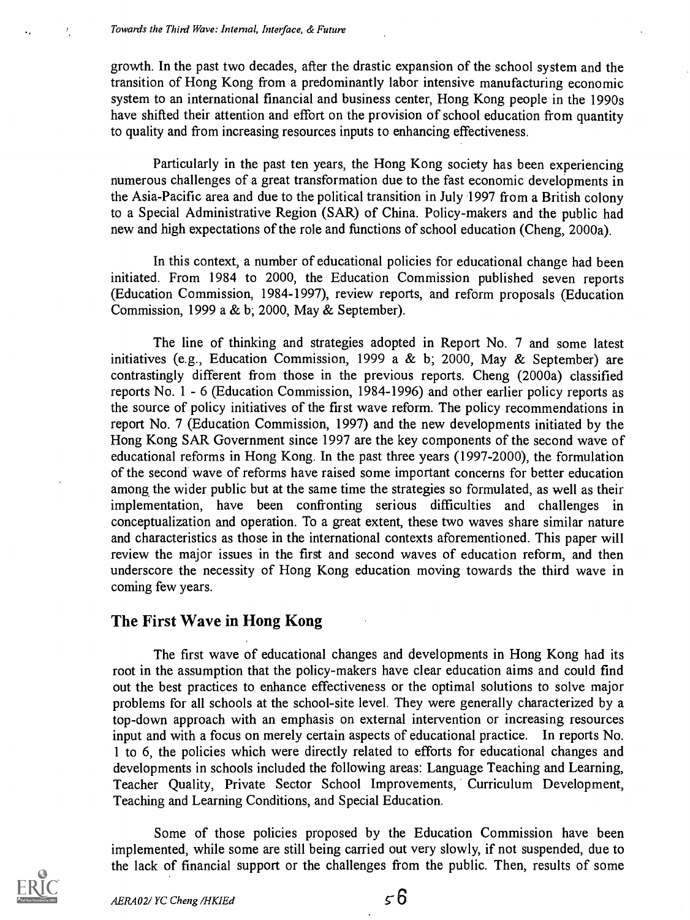growth. In the past two decades, after the drastic expansion of the school system and the transition of Hong Kong from a predominantly labor intensive manufacturing economic system to an international financial and business center, Hong Kong people in the 1990s have shifted their attention and effort on the provision of school education from quantity to quality and from increasing resources inputs to enhancing effectiveness.

Particularly in the past ten years, the Hong Kong society has been experiencing numerous challenges of a great transformation due to the fast economic developments in the Asia-Pacific area and due to the political transition in July 1997 from a British colony to a Special Administrative Region (SAR) of China. Policy-makers and the public had new and high expectations of the role and functions of school education (Cheng, 2000a).

In this context, a number of educational policies for educational change had been initiated. From 1984 to 2000, the Education Commission published seven reports (Education Commission, 1984-1997), review reports, and reform proposals (Education Commission, 1999 a & b; 2000, May & September).

The line of thinking and strategies adopted in Report No. 7 and some latest initiatives (e.g., Education Commission, 1999 a & b; 2000, May & September) are contrastingly different from those in the previous reports. Cheng (2000a) classified reports No. 1 - 6 (Education Commission, 1984-1996) and other earlier policy reports as the source of policy initiatives of the first wave reform. The policy recommendations in report No. 7 (Education Commission, 1997) and the new developments initiated by the Hong Kong SAR Government since 1997 are the key components of the second wave of educational reforms in Hong Kong. In the past three years (1997-2000), the formulation of the second wave of reforms have raised some important concerns for better education among the wider public but at the same time the strategies so formulated, as well as their implementation, have been confronting serious difficulties and challenges in conceptualization and operation. To a great extent, these two waves share similar nature and characteristics as those in the international contexts aforementioned. This paper will review the major issues in the first and second waves of education reform, and then underscore the necessity of Hong Kong education moving towards the third wave in coming few years.

## The First Wave in Hong Kong

The first wave of educational changes and developments in Hong Kong had its root in the assumption that the policy-makers have clear education aims and could find out the best practices to enhance effectiveness or the optimal solutions to solve major problems for all schools at the school-site level. They were generally characterized by a top-down approach with an emphasis on external intervention or increasing resources input and with a focus on merely certain aspects of educational practice. In reports No. 1 to 6, the policies which were directly related to efforts for educational changes and developments in schools included the following areas: Language Teaching and Learning, Teacher Quality, Private Sector School Improvements, Curriculum Development, Teaching and Learning Conditions, and Special Education.

Some of those policies proposed by the Education Commission have been implemented, while some are still being carried out very slowly, if not suspended, due to the lack of financial support or the challenges from the public. Then, results of some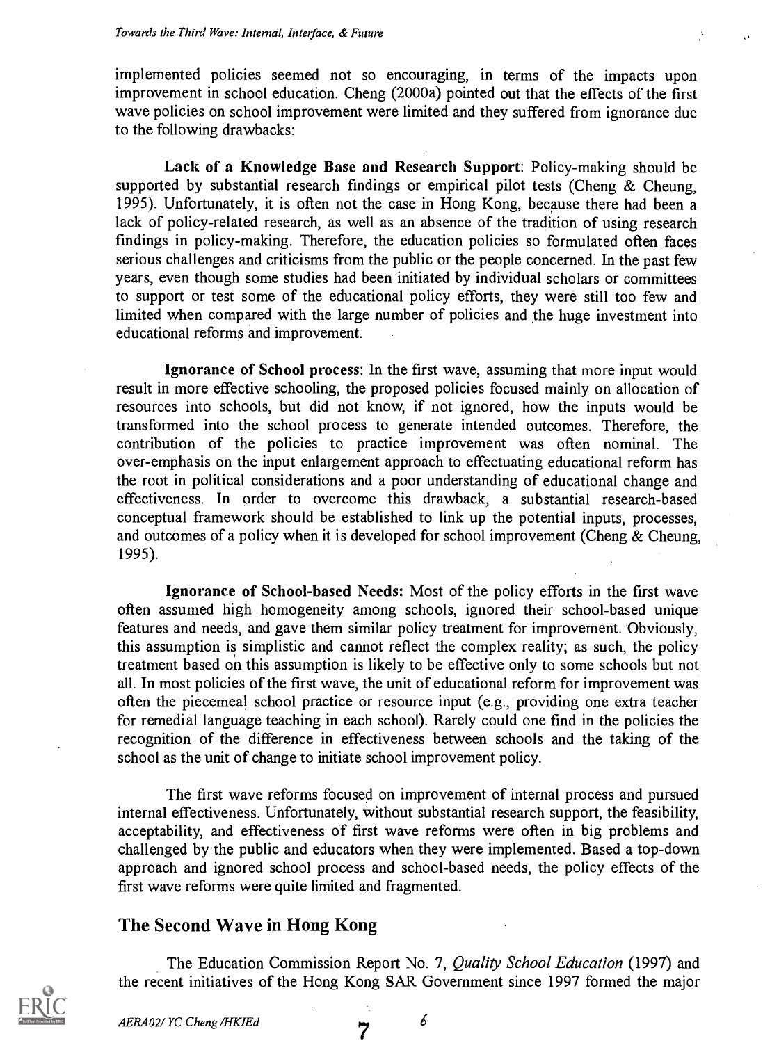implemented policies seemed not so encouraging, in terms of the impacts upon improvement in school education. Cheng (2000a) pointed out that the effects of the first wave policies on school improvement were limited and they suffered from ignorance due to the following drawbacks:

**Lack of a Knowledge Base and Research Support**: Policy-making should be supported by substantial research findings or empirical pilot tests (Cheng & Cheung, 1995). Unfortunately, it is often not the case in Hong Kong, because there had been a lack of policy-related research, as well as an absence of the tradition of using research findings in policy-making. Therefore, the education policies so formulated often faces serious challenges and criticisms from the public or the people concerned. In the past few years, even though some studies had been initiated by individual scholars or committees to support or test some of the educational policy efforts, they were still too few and limited when compared with the large number of policies and the huge investment into educational reforms and improvement.

**Ignorance of School process**: In the first wave, assuming that more input would result in more effective schooling, the proposed policies focused mainly on allocation of resources into schools, but did not know, if not ignored, how the inputs would be transformed into the school process to generate intended outcomes. Therefore, the contribution of the policies to practice improvement was often nominal. The over-emphasis on the input enlargement approach to effectuating educational reform has the root in political considerations and a poor understanding of educational change and effectiveness. In order to overcome this drawback, a substantial research-based conceptual framework should be established to link up the potential inputs, processes, and outcomes of a policy when it is developed for school improvement (Cheng & Cheung, 1995).

**Ignorance of School-based Needs:** Most of the policy efforts in the first wave often assumed high homogeneity among schools, ignored their school-based unique features and needs, and gave them similar policy treatment for improvement. Obviously, this assumption is simplistic and cannot reflect the complex reality; as such, the policy treatment based on this assumption is likely to be effective only to some schools but not all. In most policies of the first wave, the unit of educational reform for improvement was often the piecemeal school practice or resource input (e.g., providing one extra teacher for remedial language teaching in each school). Rarely could one find in the policies the recognition of the difference in effectiveness between schools and the taking of the school as the unit of change to initiate school improvement policy.

The first wave reforms focused on improvement of internal process and pursued internal effectiveness. Unfortunately, without substantial research support, the feasibility, acceptability, and effectiveness of first wave reforms were often in big problems and challenged by the public and educators when they were implemented. Based a top-down approach and ignored school process and school-based needs, the policy effects of the first wave reforms were quite limited and fragmented.

## The Second Wave in Hong Kong

The Education Commission Report No. 7, *Quality School Education* (1997) and the recent initiatives of the Hong Kong SAR Government since 1997 formed the major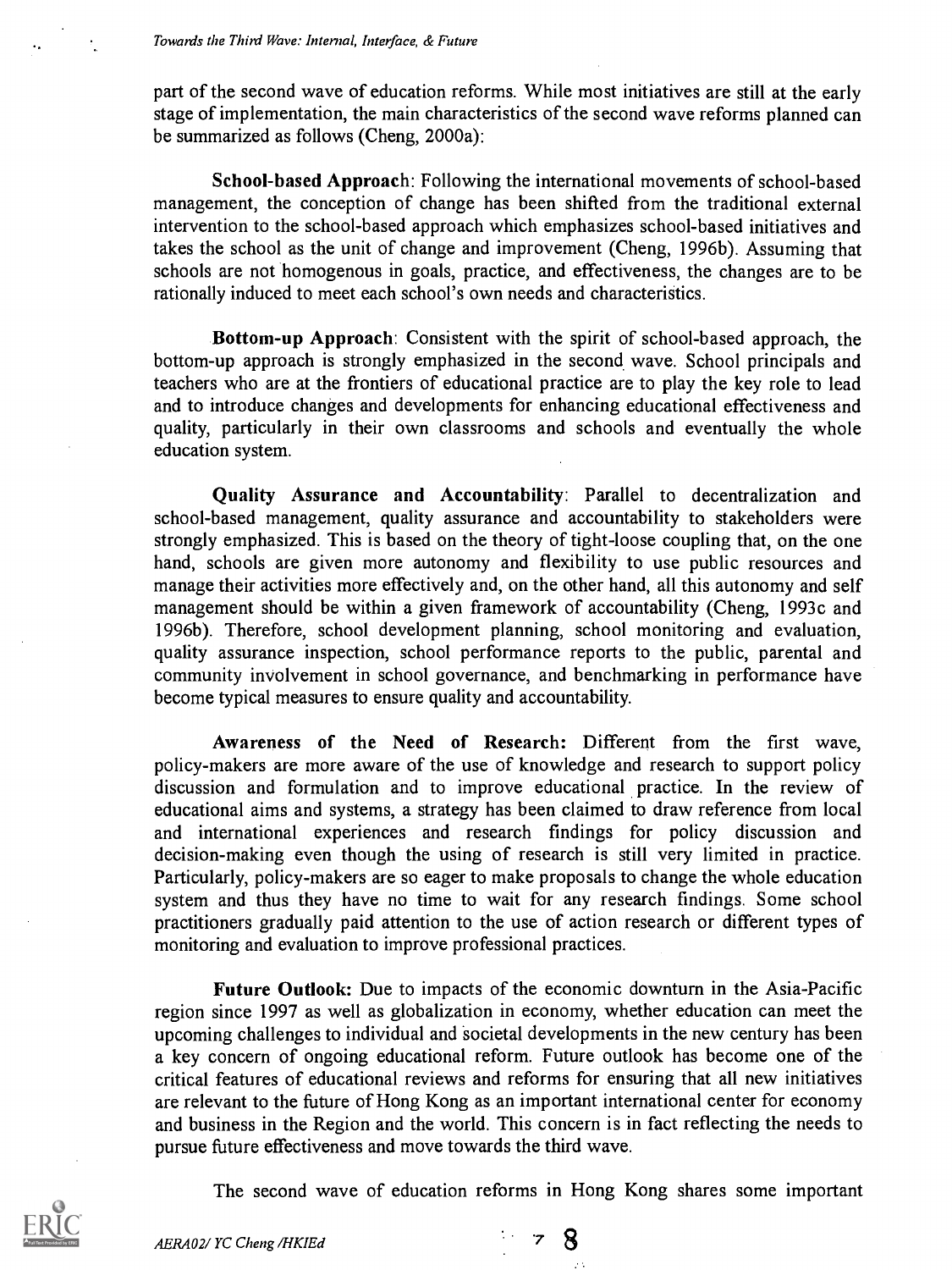part of the second wave of education reforms. While most initiatives are still at the early stage of implementation, the main characteristics of the second wave reforms planned can be summarized as follows (Cheng, 2000a):

**School-based Approach**: Following the international movements of school-based management, the conception of change has been shifted from the traditional external intervention to the school-based approach which emphasizes school-based initiatives and takes the school as the unit of change and improvement (Cheng, 1996b). Assuming that schools are not homogenous in goals, practice, and effectiveness, the changes are to be rationally induced to meet each school's own needs and characteristics.

**Bottom-up Approach**: Consistent with the spirit of school-based approach, the bottom-up approach is strongly emphasized in the second wave. School principals and teachers who are at the frontiers of educational practice are to play the key role to lead and to introduce changes and developments for enhancing educational effectiveness and quality, particularly in their own classrooms and schools and eventually the whole education system.

**Quality Assurance and Accountability**: Parallel to decentralization and school-based management, quality assurance and accountability to stakeholders were strongly emphasized. This is based on the theory of tight-loose coupling that, on the one hand, schools are given more autonomy and flexibility to use public resources and manage their activities more effectively and, on the other hand, all this autonomy and self management should be within a given framework of accountability (Cheng, 1993c and 1996b). Therefore, school development planning, school monitoring and evaluation, quality assurance inspection, school performance reports to the public, parental and community involvement in school governance, and benchmarking in performance have become typical measures to ensure quality and accountability.

**Awareness of the Need of Research:** Different from the first wave, policy-makers are more aware of the use of knowledge and research to support policy discussion and formulation and to improve educational practice. In the review of educational aims and systems, a strategy has been claimed to draw reference from local and international experiences and research findings for policy discussion and decision-making even though the using of research is still very limited in practice. Particularly, policy-makers are so eager to make proposals to change the whole education system and thus they have no time to wait for any research findings. Some school practitioners gradually paid attention to the use of action research or different types of monitoring and evaluation to improve professional practices.

**Future Outlook:** Due to impacts of the economic downturn in the Asia-Pacific region since 1997 as well as globalization in economy, whether education can meet the upcoming challenges to individual and societal developments in the new century has been a key concern of ongoing educational reform. Future outlook has become one of the critical features of educational reviews and reforms for ensuring that all new initiatives are relevant to the future of Hong Kong as an important international center for economy and business in the Region and the world. This concern is in fact reflecting the needs to pursue future effectiveness and move towards the third wave.

The second wave of education reforms in Hong Kong shares some important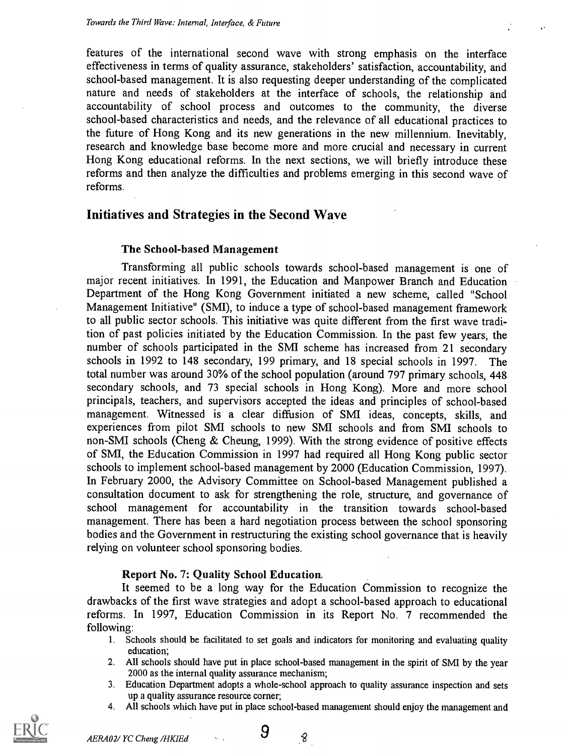features of the international second wave with strong emphasis on the interface effectiveness in terms of quality assurance, stakeholders' satisfaction, accountability, and school-based management. It is also requesting deeper understanding of the complicated nature and needs of stakeholders at the interface of schools, the relationship and accountability of school process and outcomes to the community, the diverse school-based characteristics and needs, and the relevance of all educational practices to the future of Hong Kong and its new generations in the new millennium. Inevitably, research and knowledge base become more and more crucial and necessary in current Hong Kong educational reforms. In the next sections, we will briefly introduce these reforms and then analyze the difficulties and problems emerging in this second wave of reforms.

## Initiatives and Strategies in the Second Wave

### The School-based Management

Transforming all public schools towards school-based management is one of major recent initiatives. In 1991, the Education and Manpower Branch and Education Department of the Hong Kong Government initiated a new scheme, called "School Management Initiative" (SMI), to induce a type of school-based management framework to all public sector schools. This initiative was quite different from the first wave tradition of past policies initiated by the Education Commission. In the past few years, the number of schools participated in the SMI scheme has increased from 21 secondary schools in 1992 to 148 secondary, 199 primary, and 18 special schools in 1997. The total number was around 30% of the school population (around 797 primary schools, 448 secondary schools, and 73 special schools in Hong Kong). More and more school principals, teachers, and supervisors accepted the ideas and principles of school-based management. Witnessed is a clear diffusion of SMI ideas, concepts, skills, and experiences from pilot SMI schools to new SMI schools and from SMI schools to non-SMI schools (Cheng & Cheung, 1999). With the strong evidence of positive effects of SMI, the Education Commission in 1997 had required all Hong Kong public sector schools to implement school-based management by 2000 (Education Commission, 1997). In February 2000, the Advisory Committee on School-based Management published a consultation document to ask for strengthening the role, structure, and governance of school management for accountability in the transition towards school-based management. There has been a hard negotiation process between the school sponsoring bodies and the Government in restructuring the existing school governance that is heavily relying on volunteer school sponsoring bodies.

### Report No. 7: Quality School Education.

It seemed to be a long way for the Education Commission to recognize the drawbacks of the first wave strategies and adopt a school-based approach to educational reforms. In 1997, Education Commission in its Report No. 7 recommended the following:

1. Schools should be facilitated to set goals and indicators for monitoring and evaluating quality education;
2. All schools should have put in place school-based management in the spirit of SMI by the year 2000 as the internal quality assurance mechanism;
3. Education Department adopts a whole-school approach to quality assurance inspection and sets up a quality assurance resource corner;
4. All schools which have put in place school-based management should enjoy the management and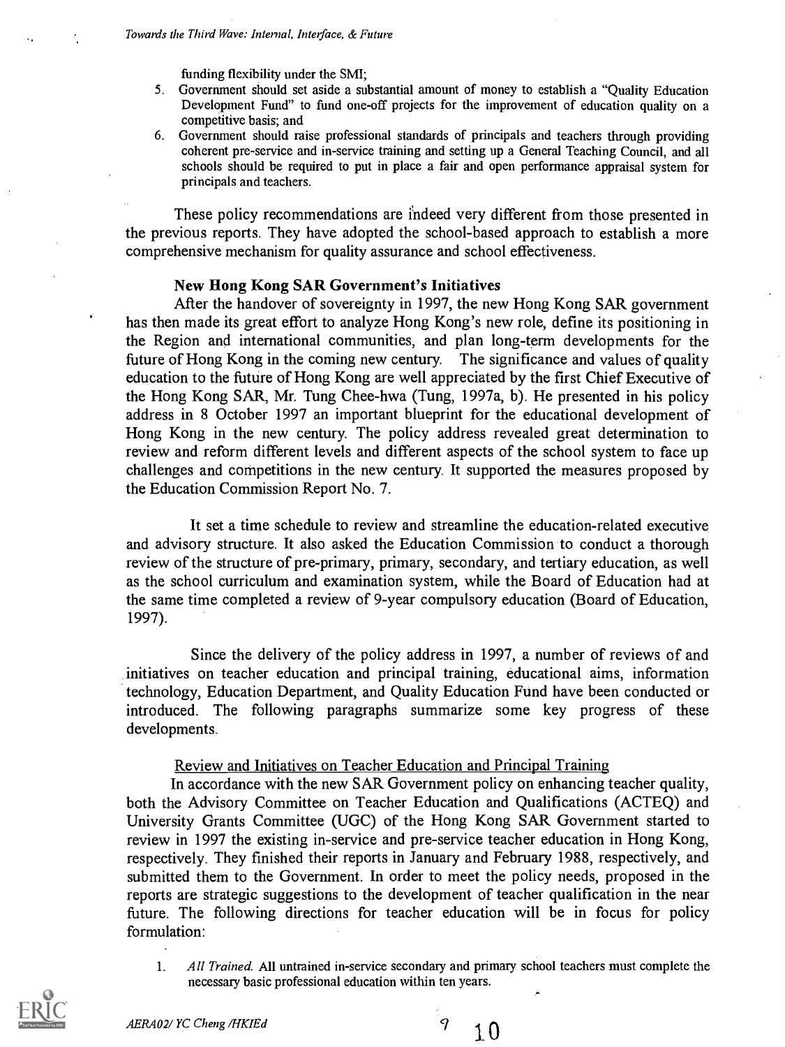funding flexibility under the SMI;

5. Government should set aside a substantial amount of money to establish a "Quality Education Development Fund" to fund one-off projects for the improvement of education quality on a competitive basis; and
6. Government should raise professional standards of principals and teachers through providing coherent pre-service and in-service training and setting up a General Teaching Council, and all schools should be required to put in place a fair and open performance appraisal system for principals and teachers.

These policy recommendations are indeed very different from those presented in the previous reports. They have adopted the school-based approach to establish a more comprehensive mechanism for quality assurance and school effectiveness.

### New Hong Kong SAR Government's Initiatives

After the handover of sovereignty in 1997, the new Hong Kong SAR government has then made its great effort to analyze Hong Kong's new role, define its positioning in the Region and international communities, and plan long-term developments for the future of Hong Kong in the coming new century. The significance and values of quality education to the future of Hong Kong are well appreciated by the first Chief Executive of the Hong Kong SAR, Mr. Tung Chee-hwa (Tung, 1997a, b). He presented in his policy address in 8 October 1997 an important blueprint for the educational development of Hong Kong in the new century. The policy address revealed great determination to review and reform different levels and different aspects of the school system to face up challenges and competitions in the new century. It supported the measures proposed by the Education Commission Report No. 7.

It set a time schedule to review and streamline the education-related executive and advisory structure. It also asked the Education Commission to conduct a thorough review of the structure of pre-primary, primary, secondary, and tertiary education, as well as the school curriculum and examination system, while the Board of Education had at the same time completed a review of 9-year compulsory education (Board of Education, 1997).

Since the delivery of the policy address in 1997, a number of reviews of and initiatives on teacher education and principal training, educational aims, information technology, Education Department, and Quality Education Fund have been conducted or introduced. The following paragraphs summarize some key progress of these developments.

#### Review and Initiatives on Teacher Education and Principal Training

In accordance with the new SAR Government policy on enhancing teacher quality, both the Advisory Committee on Teacher Education and Qualifications (ACTEQ) and University Grants Committee (UGC) of the Hong Kong SAR Government started to review in 1997 the existing in-service and pre-service teacher education in Hong Kong, respectively. They finished their reports in January and February 1988, respectively, and submitted them to the Government. In order to meet the policy needs, proposed in the reports are strategic suggestions to the development of teacher qualification in the near future. The following directions for teacher education will be in focus for policy formulation:

1. *All Trained.* All untrained in-service secondary and primary school teachers must complete the necessary basic professional education within ten years.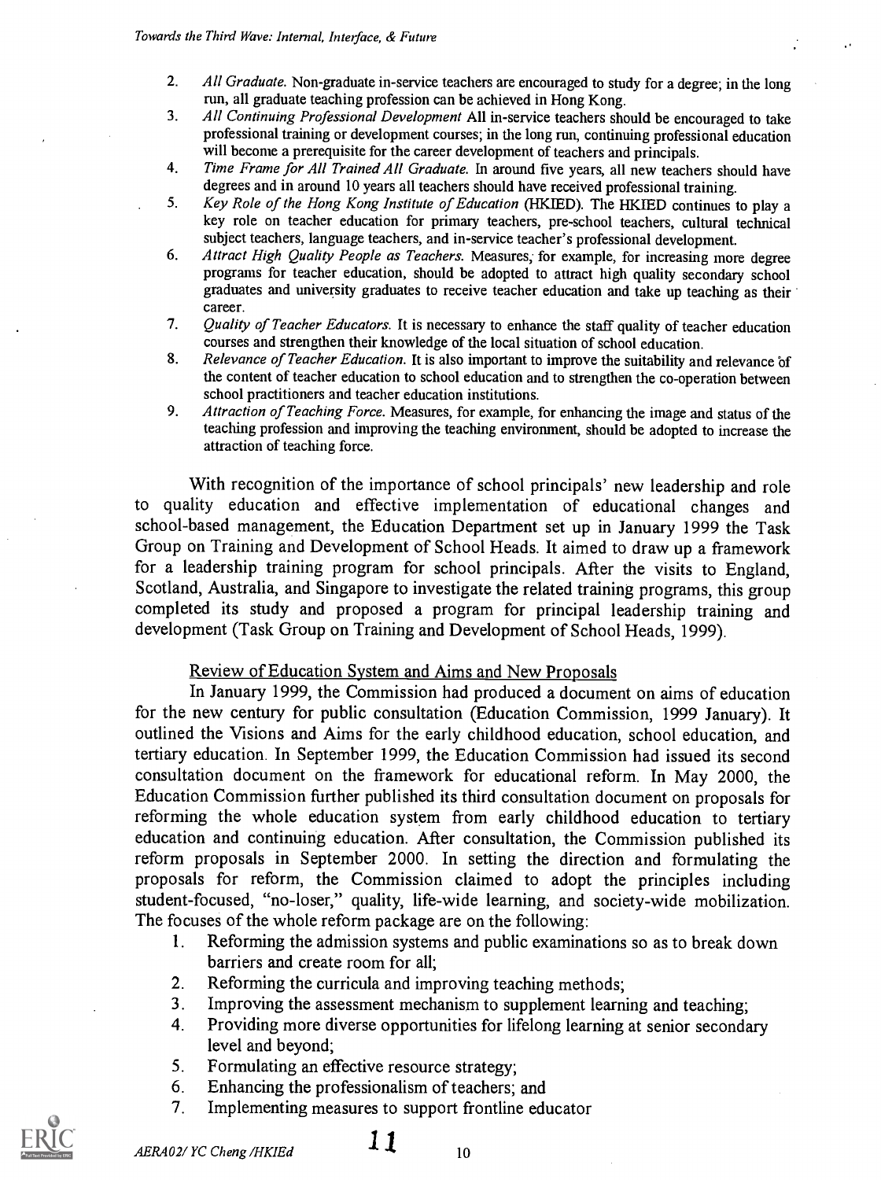2. *All Graduate.* Non-graduate in-service teachers are encouraged to study for a degree; in the long run, all graduate teaching profession can be achieved in Hong Kong.
3. *All Continuing Professional Development* All in-service teachers should be encouraged to take professional training or development courses; in the long run, continuing professional education will become a prerequisite for the career development of teachers and principals.
4. *Time Frame for All Trained All Graduate.* In around five years, all new teachers should have degrees and in around 10 years all teachers should have received professional training.
5. *Key Role of the Hong Kong Institute of Education* (HKIED). The HKIED continues to play a key role on teacher education for primary teachers, pre-school teachers, cultural technical subject teachers, language teachers, and in-service teacher's professional development.
6. *Attract High Quality People as Teachers.* Measures, for example, for increasing more degree programs for teacher education, should be adopted to attract high quality secondary school graduates and university graduates to receive teacher education and take up teaching as their career.
7. *Quality of Teacher Educators.* It is necessary to enhance the staff quality of teacher education courses and strengthen their knowledge of the local situation of school education.
8. *Relevance of Teacher Education.* It is also important to improve the suitability and relevance of the content of teacher education to school education and to strengthen the co-operation between school practitioners and teacher education institutions.
9. *Attraction of Teaching Force.* Measures, for example, for enhancing the image and status of the teaching profession and improving the teaching environment, should be adopted to increase the attraction of teaching force.

With recognition of the importance of school principals' new leadership and role to quality education and effective implementation of educational changes and school-based management, the Education Department set up in January 1999 the Task Group on Training and Development of School Heads. It aimed to draw up a framework for a leadership training program for school principals. After the visits to England, Scotland, Australia, and Singapore to investigate the related training programs, this group completed its study and proposed a program for principal leadership training and development (Task Group on Training and Development of School Heads, 1999).

Review of Education System and Aims and New Proposals

In January 1999, the Commission had produced a document on aims of education for the new century for public consultation (Education Commission, 1999 January). It outlined the Visions and Aims for the early childhood education, school education, and tertiary education. In September 1999, the Education Commission had issued its second consultation document on the framework for educational reform. In May 2000, the Education Commission further published its third consultation document on proposals for reforming the whole education system from early childhood education to tertiary education and continuing education. After consultation, the Commission published its reform proposals in September 2000. In setting the direction and formulating the proposals for reform, the Commission claimed to adopt the principles including student-focused, "no-loser," quality, life-wide learning, and society-wide mobilization. The focuses of the whole reform package are on the following:

1. Reforming the admission systems and public examinations so as to break down barriers and create room for all;
2. Reforming the curricula and improving teaching methods;
3. Improving the assessment mechanism to supplement learning and teaching;
4. Providing more diverse opportunities for lifelong learning at senior secondary level and beyond;
5. Formulating an effective resource strategy;
6. Enhancing the professionalism of teachers; and
7. Implementing measures to support frontline educator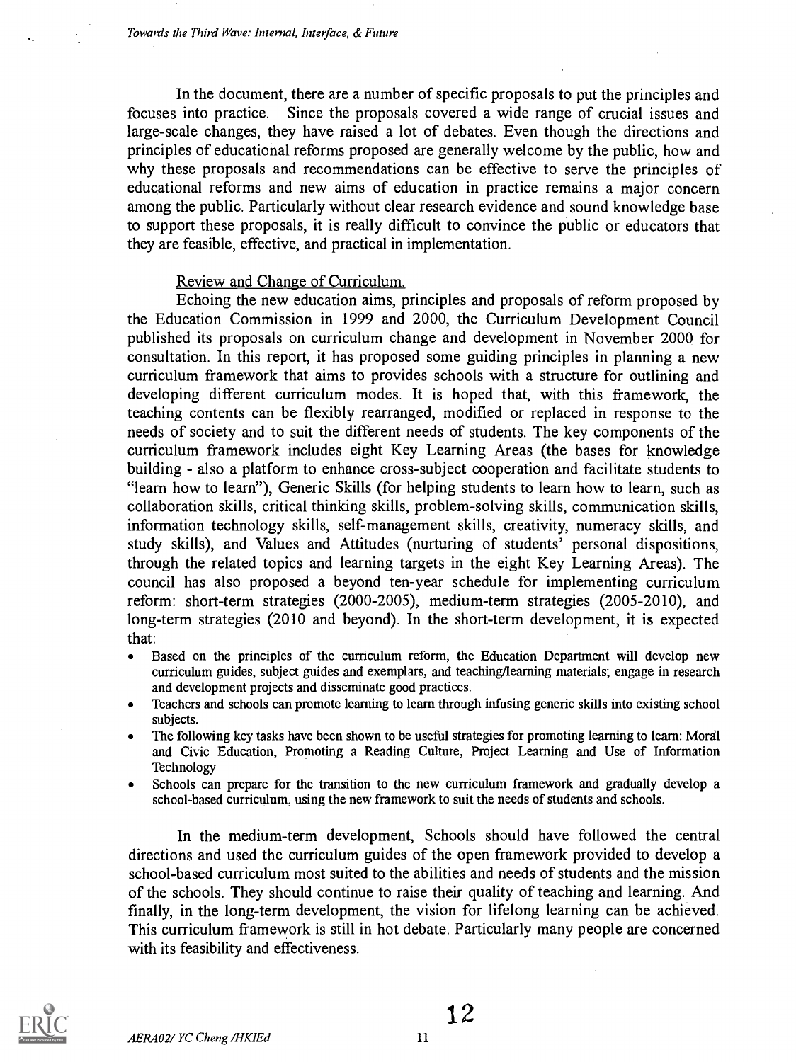In the document, there are a number of specific proposals to put the principles and focuses into practice. Since the proposals covered a wide range of crucial issues and large-scale changes, they have raised a lot of debates. Even though the directions and principles of educational reforms proposed are generally welcome by the public, how and why these proposals and recommendations can be effective to serve the principles of educational reforms and new aims of education in practice remains a major concern among the public. Particularly without clear research evidence and sound knowledge base to support these proposals, it is really difficult to convince the public or educators that they are feasible, effective, and practical in implementation.

Review and Change of Curriculum.

Echoing the new education aims, principles and proposals of reform proposed by the Education Commission in 1999 and 2000, the Curriculum Development Council published its proposals on curriculum change and development in November 2000 for consultation. In this report, it has proposed some guiding principles in planning a new curriculum framework that aims to provides schools with a structure for outlining and developing different curriculum modes. It is hoped that, with this framework, the teaching contents can be flexibly rearranged, modified or replaced in response to the needs of society and to suit the different needs of students. The key components of the curriculum framework includes eight Key Learning Areas (the bases for knowledge building - also a platform to enhance cross-subject cooperation and facilitate students to "learn how to learn"), Generic Skills (for helping students to learn how to learn, such as collaboration skills, critical thinking skills, problem-solving skills, communication skills, information technology skills, self-management skills, creativity, numeracy skills, and study skills), and Values and Attitudes (nurturing of students' personal dispositions, through the related topics and learning targets in the eight Key Learning Areas). The council has also proposed a beyond ten-year schedule for implementing curriculum reform: short-term strategies (2000-2005), medium-term strategies (2005-2010), and long-term strategies (2010 and beyond). In the short-term development, it is expected that:

- Based on the principles of the curriculum reform, the Education Department will develop new curriculum guides, subject guides and exemplars, and teaching/learning materials; engage in research and development projects and disseminate good practices.
- Teachers and schools can promote learning to learn through infusing generic skills into existing school subjects.
- The following key tasks have been shown to be useful strategies for promoting learning to learn: Moral and Civic Education, Promoting a Reading Culture, Project Learning and Use of Information Technology
- Schools can prepare for the transition to the new curriculum framework and gradually develop a school-based curriculum, using the new framework to suit the needs of students and schools.

In the medium-term development, Schools should have followed the central directions and used the curriculum guides of the open framework provided to develop a school-based curriculum most suited to the abilities and needs of students and the mission of the schools. They should continue to raise their quality of teaching and learning. And finally, in the long-term development, the vision for lifelong learning can be achieved. This curriculum framework is still in hot debate. Particularly many people are concerned with its feasibility and effectiveness.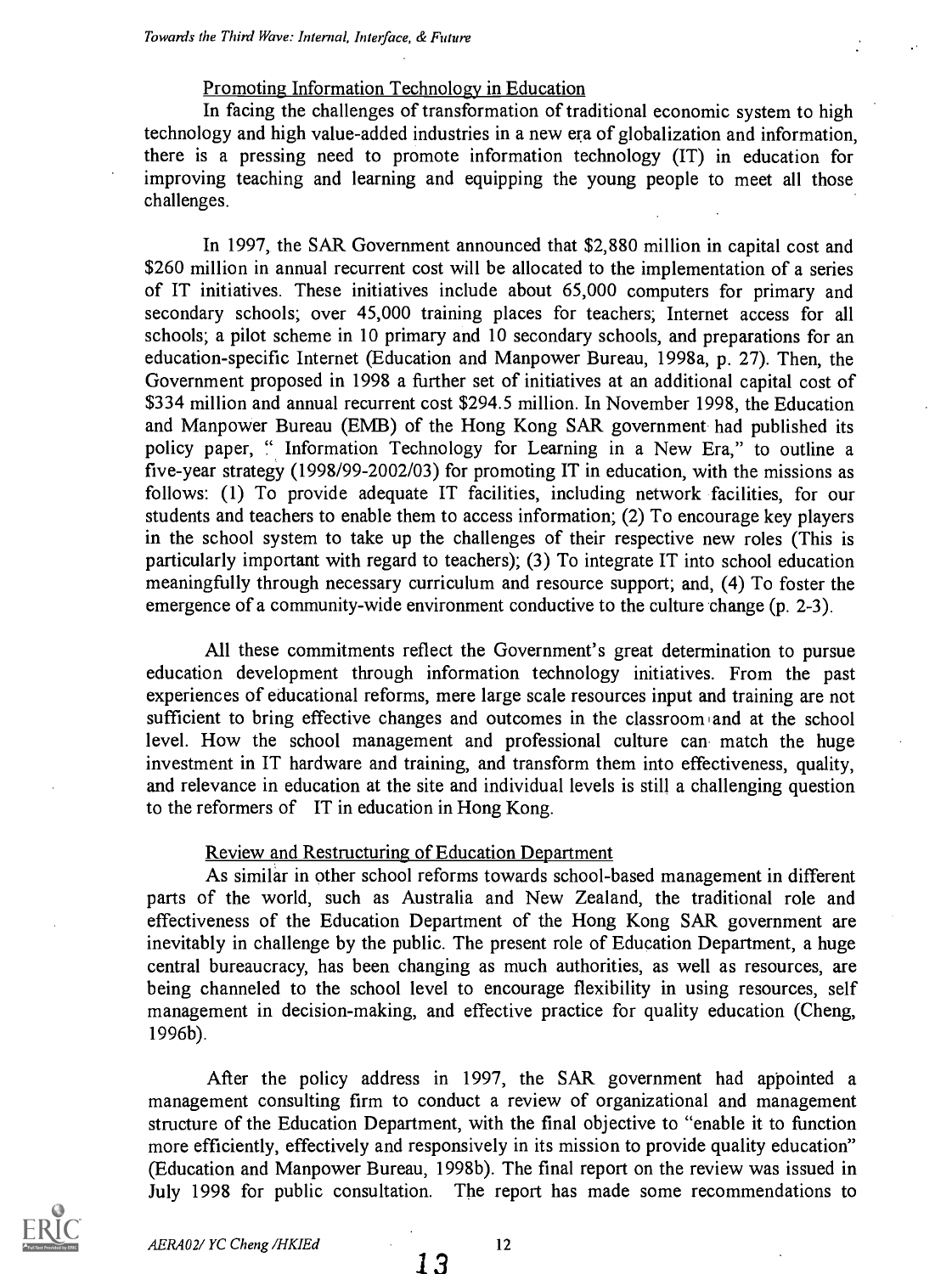### Promoting Information Technology in Education

In facing the challenges of transformation of traditional economic system to high technology and high value-added industries in a new era of globalization and information, there is a pressing need to promote information technology (IT) in education for improving teaching and learning and equipping the young people to meet all those challenges.

In 1997, the SAR Government announced that $2,880 million in capital cost and $260 million in annual recurrent cost will be allocated to the implementation of a series of IT initiatives. These initiatives include about 65,000 computers for primary and secondary schools; over 45,000 training places for teachers; Internet access for all schools; a pilot scheme in 10 primary and 10 secondary schools, and preparations for an education-specific Internet (Education and Manpower Bureau, 1998a, p. 27). Then, the Government proposed in 1998 a further set of initiatives at an additional capital cost of $334 million and annual recurrent cost $294.5 million. In November 1998, the Education and Manpower Bureau (EMB) of the Hong Kong SAR government had published its policy paper, " Information Technology for Learning in a New Era," to outline a five-year strategy (1998/99-2002/03) for promoting IT in education, with the missions as follows: (1) To provide adequate IT facilities, including network facilities, for our students and teachers to enable them to access information; (2) To encourage key players in the school system to take up the challenges of their respective new roles (This is particularly important with regard to teachers); (3) To integrate IT into school education meaningfully through necessary curriculum and resource support; and, (4) To foster the emergence of a community-wide environment conductive to the culture change (p. 2-3).

All these commitments reflect the Government's great determination to pursue education development through information technology initiatives. From the past experiences of educational reforms, mere large scale resources input and training are not sufficient to bring effective changes and outcomes in the classroom and at the school level. How the school management and professional culture can match the huge investment in IT hardware and training, and transform them into effectiveness, quality, and relevance in education at the site and individual levels is still a challenging question to the reformers of IT in education in Hong Kong.

### Review and Restructuring of Education Department

As similar in other school reforms towards school-based management in different parts of the world, such as Australia and New Zealand, the traditional role and effectiveness of the Education Department of the Hong Kong SAR government are inevitably in challenge by the public. The present role of Education Department, a huge central bureaucracy, has been changing as much authorities, as well as resources, are being channeled to the school level to encourage flexibility in using resources, self management in decision-making, and effective practice for quality education (Cheng, 1996b).

After the policy address in 1997, the SAR government had appointed a management consulting firm to conduct a review of organizational and management structure of the Education Department, with the final objective to "enable it to function more efficiently, effectively and responsively in its mission to provide quality education" (Education and Manpower Bureau, 1998b). The final report on the review was issued in July 1998 for public consultation. The report has made some recommendations to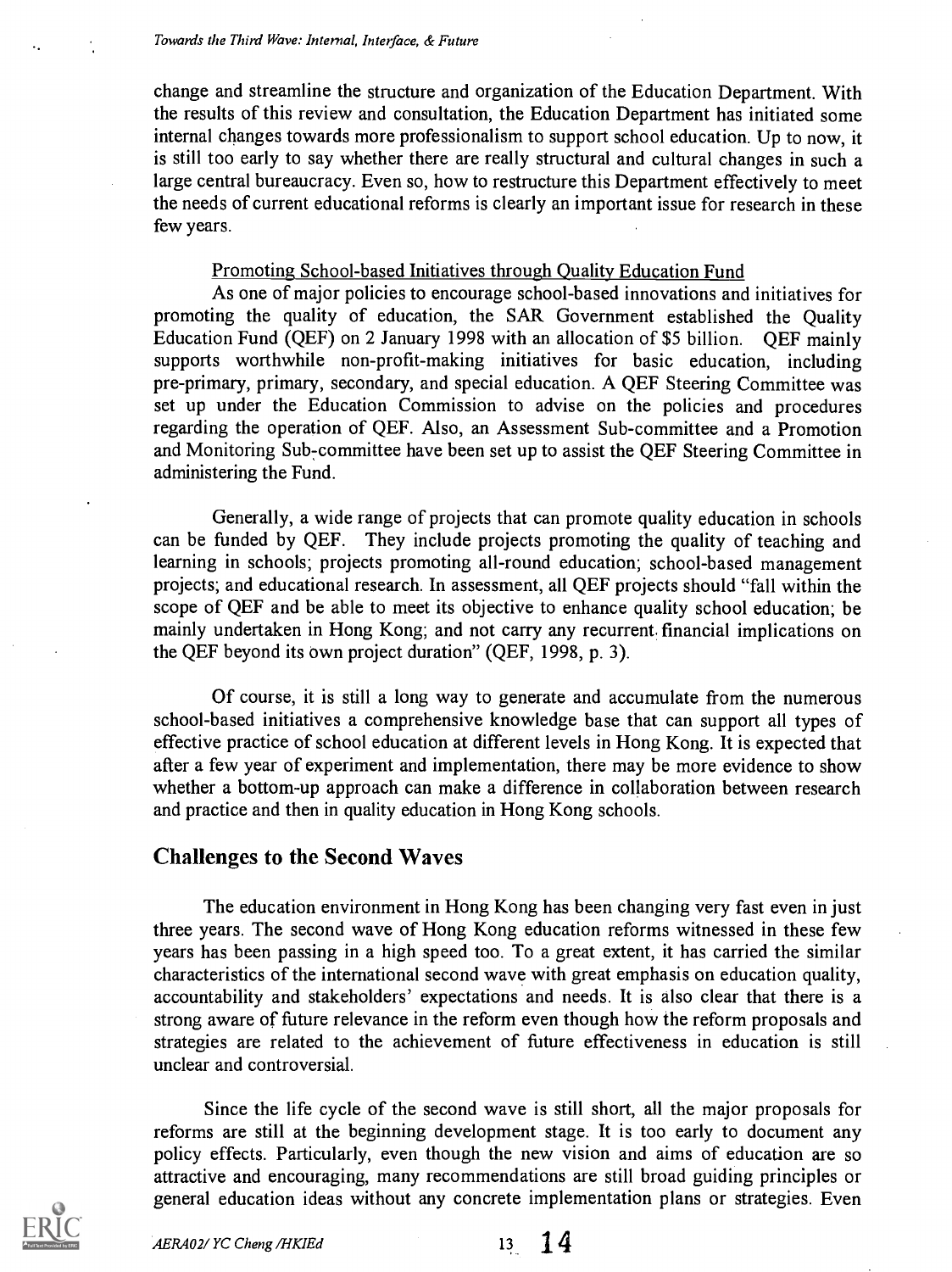change and streamline the structure and organization of the Education Department. With the results of this review and consultation, the Education Department has initiated some internal changes towards more professionalism to support school education. Up to now, it is still too early to say whether there are really structural and cultural changes in such a large central bureaucracy. Even so, how to restructure this Department effectively to meet the needs of current educational reforms is clearly an important issue for research in these few years.

Promoting School-based Initiatives through Quality Education Fund

As one of major policies to encourage school-based innovations and initiatives for promoting the quality of education, the SAR Government established the Quality Education Fund (QEF) on 2 January 1998 with an allocation of $5 billion. QEF mainly supports worthwhile non-profit-making initiatives for basic education, including pre-primary, primary, secondary, and special education. A QEF Steering Committee was set up under the Education Commission to advise on the policies and procedures regarding the operation of QEF. Also, an Assessment Sub-committee and a Promotion and Monitoring Sub-committee have been set up to assist the QEF Steering Committee in administering the Fund.

Generally, a wide range of projects that can promote quality education in schools can be funded by QEF. They include projects promoting the quality of teaching and learning in schools; projects promoting all-round education; school-based management projects; and educational research. In assessment, all QEF projects should "fall within the scope of QEF and be able to meet its objective to enhance quality school education; be mainly undertaken in Hong Kong; and not carry any recurrent financial implications on the QEF beyond its own project duration" (QEF, 1998, p. 3).

Of course, it is still a long way to generate and accumulate from the numerous school-based initiatives a comprehensive knowledge base that can support all types of effective practice of school education at different levels in Hong Kong. It is expected that after a few year of experiment and implementation, there may be more evidence to show whether a bottom-up approach can make a difference in collaboration between research and practice and then in quality education in Hong Kong schools.

## Challenges to the Second Waves

The education environment in Hong Kong has been changing very fast even in just three years. The second wave of Hong Kong education reforms witnessed in these few years has been passing in a high speed too. To a great extent, it has carried the similar characteristics of the international second wave with great emphasis on education quality, accountability and stakeholders' expectations and needs. It is also clear that there is a strong aware of future relevance in the reform even though how the reform proposals and strategies are related to the achievement of future effectiveness in education is still unclear and controversial.

Since the life cycle of the second wave is still short, all the major proposals for reforms are still at the beginning development stage. It is too early to document any policy effects. Particularly, even though the new vision and aims of education are so attractive and encouraging, many recommendations are still broad guiding principles or general education ideas without any concrete implementation plans or strategies. Even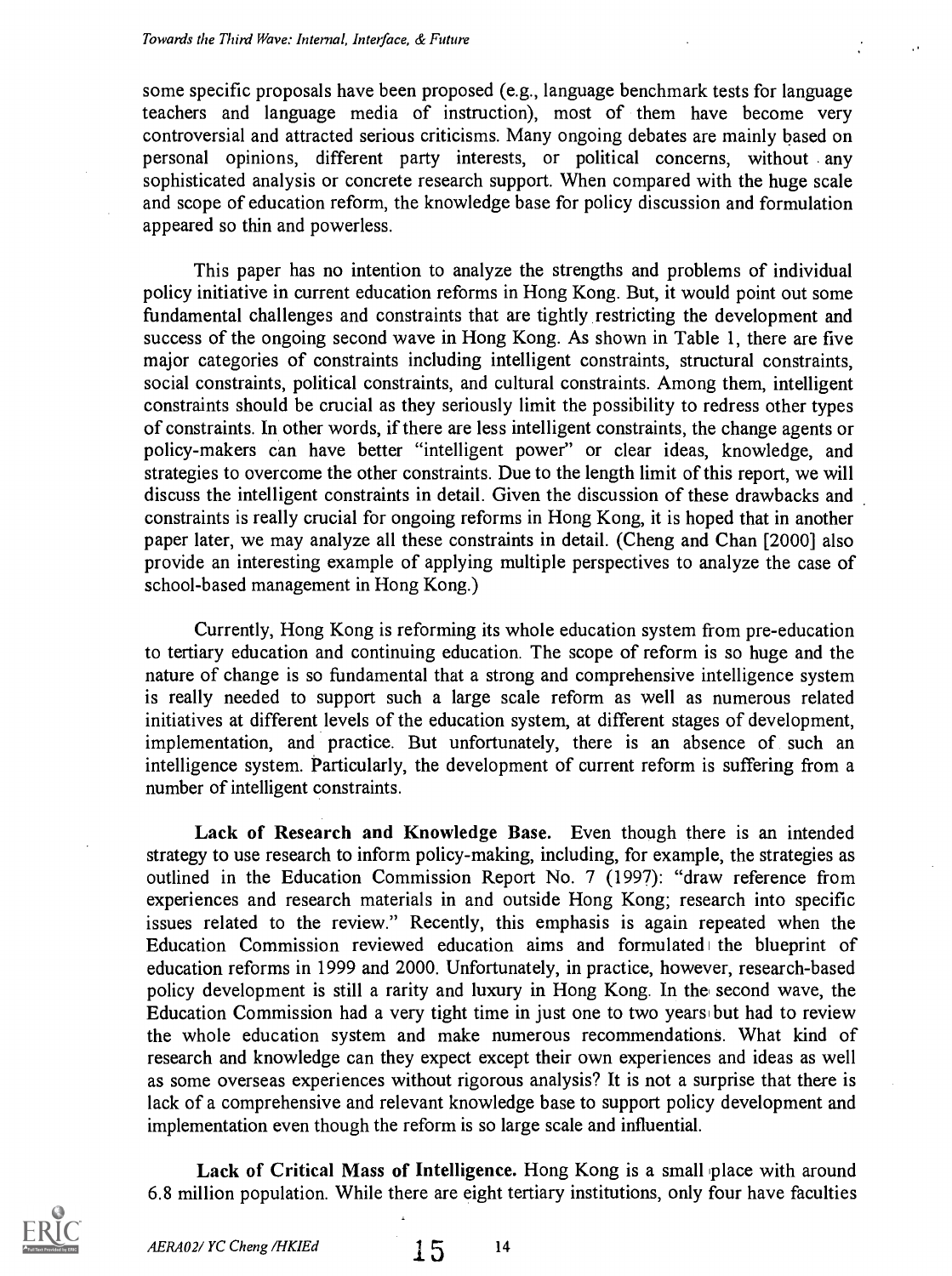some specific proposals have been proposed (e.g., language benchmark tests for language teachers and language media of instruction), most of them have become very controversial and attracted serious criticisms. Many ongoing debates are mainly based on personal opinions, different party interests, or political concerns, without any sophisticated analysis or concrete research support. When compared with the huge scale and scope of education reform, the knowledge base for policy discussion and formulation appeared so thin and powerless.

This paper has no intention to analyze the strengths and problems of individual policy initiative in current education reforms in Hong Kong. But, it would point out some fundamental challenges and constraints that are tightly restricting the development and success of the ongoing second wave in Hong Kong. As shown in Table 1, there are five major categories of constraints including intelligent constraints, structural constraints, social constraints, political constraints, and cultural constraints. Among them, intelligent constraints should be crucial as they seriously limit the possibility to redress other types of constraints. In other words, if there are less intelligent constraints, the change agents or policy-makers can have better "intelligent power" or clear ideas, knowledge, and strategies to overcome the other constraints. Due to the length limit of this report, we will discuss the intelligent constraints in detail. Given the discussion of these drawbacks and constraints is really crucial for ongoing reforms in Hong Kong, it is hoped that in another paper later, we may analyze all these constraints in detail. (Cheng and Chan [2000] also provide an interesting example of applying multiple perspectives to analyze the case of school-based management in Hong Kong.)

Currently, Hong Kong is reforming its whole education system from pre-education to tertiary education and continuing education. The scope of reform is so huge and the nature of change is so fundamental that a strong and comprehensive intelligence system is really needed to support such a large scale reform as well as numerous related initiatives at different levels of the education system, at different stages of development, implementation, and practice. But unfortunately, there is an absence of such an intelligence system. Particularly, the development of current reform is suffering from a number of intelligent constraints.

**Lack of Research and Knowledge Base.** Even though there is an intended strategy to use research to inform policy-making, including, for example, the strategies as outlined in the Education Commission Report No. 7 (1997): "draw reference from experiences and research materials in and outside Hong Kong; research into specific issues related to the review." Recently, this emphasis is again repeated when the Education Commission reviewed education aims and formulated the blueprint of education reforms in 1999 and 2000. Unfortunately, in practice, however, research-based policy development is still a rarity and luxury in Hong Kong. In the second wave, the Education Commission had a very tight time in just one to two years but had to review the whole education system and make numerous recommendations. What kind of research and knowledge can they expect except their own experiences and ideas as well as some overseas experiences without rigorous analysis? It is not a surprise that there is lack of a comprehensive and relevant knowledge base to support policy development and implementation even though the reform is so large scale and influential.

**Lack of Critical Mass of Intelligence.** Hong Kong is a small place with around 6.8 million population. While there are eight tertiary institutions, only four have faculties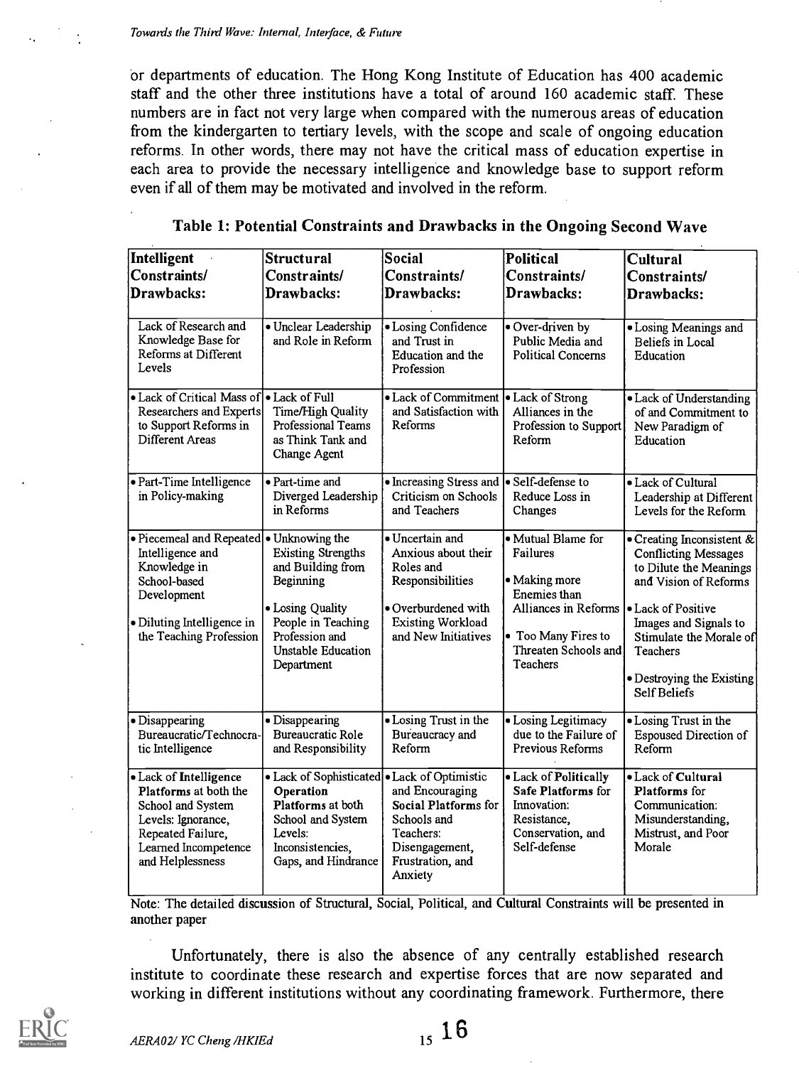or departments of education. The Hong Kong Institute of Education has 400 academic staff and the other three institutions have a total of around 160 academic staff. These numbers are in fact not very large when compared with the numerous areas of education from the kindergarten to tertiary levels, with the scope and scale of ongoing education reforms. In other words, there may not have the critical mass of education expertise in each area to provide the necessary intelligence and knowledge base to support reform even if all of them may be motivated and involved in the reform.

**Table 1: Potential Constraints and Drawbacks in the Ongoing Second Wave**

| Intelligent Constraints/ Drawbacks: | Structural Constraints/ Drawbacks: | Social Constraints/ Drawbacks: | Political Constraints/ Drawbacks: | Cultural Constraints/ Drawbacks: |
|---|---|---|---|---|
| Lack of Research and Knowledge Base for Reforms at Different Levels | • Unclear Leadership and Role in Reform | • Losing Confidence and Trust in Education and the Profession | • Over-driven by Public Media and Political Concerns | • Losing Meanings and Beliefs in Local Education |
| • Lack of Critical Mass of Researchers and Experts to Support Reforms in Different Areas | • Lack of Full Time/High Quality Professional Teams as Think Tank and Change Agent | • Lack of Commitment and Satisfaction with Reforms | • Lack of Strong Alliances in the Profession to Support Reform | • Lack of Understanding of and Commitment to New Paradigm of Education |
| • Part-Time Intelligence in Policy-making | • Part-time and Diverged Leadership in Reforms | • Increasing Stress and Criticism on Schools and Teachers | • Self-defense to Reduce Loss in Changes | • Lack of Cultural Leadership at Different Levels for the Reform |
| • Piecemeal and Repeated Intelligence and Knowledge in School-based Development<br>• Diluting Intelligence in the Teaching Profession | • Unknowing the Existing Strengths and Building from Beginning<br>• Losing Quality People in Teaching Profession and Unstable Education Department | • Uncertain and Anxious about their Roles and Responsibilities<br>• Overburdened with Existing Workload and New Initiatives | • Mutual Blame for Failures<br>• Making more Enemies than Alliances in Reforms<br>• Too Many Fires to Threaten Schools and Teachers | • Creating Inconsistent & Conflicting Messages to Dilute the Meanings and Vision of Reforms<br>• Lack of Positive Images and Signals to Stimulate the Morale of Teachers<br>• Destroying the Existing Self Beliefs |
| • Disappearing Bureaucratic/Technocratic Intelligence | • Disappearing Bureaucratic Role and Responsibility | • Losing Trust in the Bureaucracy and Reform | • Losing Legitimacy due to the Failure of Previous Reforms | • Losing Trust in the Espoused Direction of Reform |
| • Lack of **Intelligence Platforms** at both the School and System Levels: Ignorance, Repeated Failure, Learned Incompetence and Helplessness | • Lack of Sophisticated **Operation Platforms** at both School and System Levels: Inconsistencies, Gaps, and Hindrance | • Lack of Optimistic and Encouraging **Social Platforms** for Schools and Teachers: Disengagement, Frustration, and Anxiety | • Lack of **Politically Safe Platforms** for Innovation: Resistance, Conservation, and Self-defense | • Lack of **Cultural Platforms** for Communication: Misunderstanding, Mistrust, and Poor Morale |

Note: The detailed discussion of Structural, Social, Political, and Cultural Constraints will be presented in another paper

Unfortunately, there is also the absence of any centrally established research institute to coordinate these research and expertise forces that are now separated and working in different institutions without any coordinating framework. Furthermore, there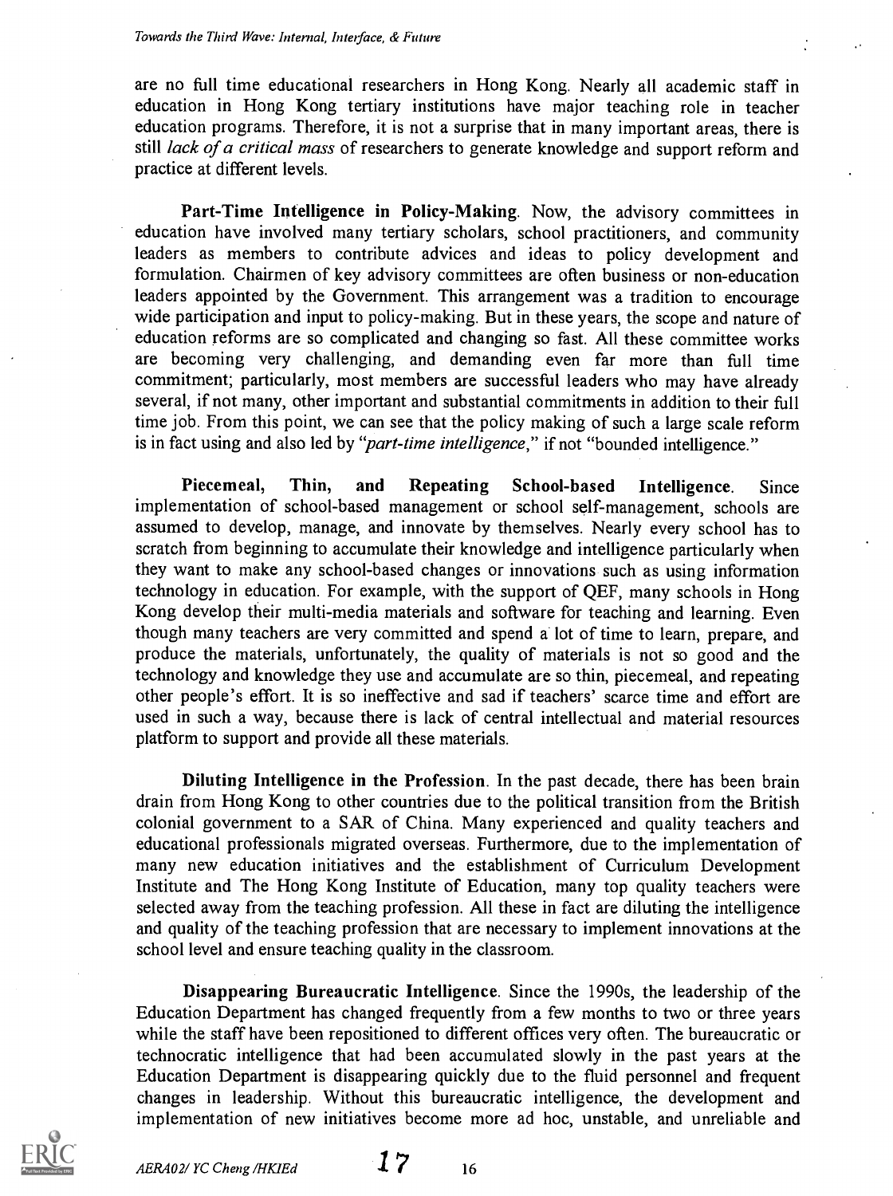are no full time educational researchers in Hong Kong. Nearly all academic staff in education in Hong Kong tertiary institutions have major teaching role in teacher education programs. Therefore, it is not a surprise that in many important areas, there is still *lack of a critical mass* of researchers to generate knowledge and support reform and practice at different levels.

**Part-Time Intelligence in Policy-Making**. Now, the advisory committees in education have involved many tertiary scholars, school practitioners, and community leaders as members to contribute advices and ideas to policy development and formulation. Chairmen of key advisory committees are often business or non-education leaders appointed by the Government. This arrangement was a tradition to encourage wide participation and input to policy-making. But in these years, the scope and nature of education reforms are so complicated and changing so fast. All these committee works are becoming very challenging, and demanding even far more than full time commitment; particularly, most members are successful leaders who may have already several, if not many, other important and substantial commitments in addition to their full time job. From this point, we can see that the policy making of such a large scale reform is in fact using and also led by "*part-time intelligence*," if not "bounded intelligence."

**Piecemeal, Thin, and Repeating School-based Intelligence**. Since implementation of school-based management or school self-management, schools are assumed to develop, manage, and innovate by themselves. Nearly every school has to scratch from beginning to accumulate their knowledge and intelligence particularly when they want to make any school-based changes or innovations such as using information technology in education. For example, with the support of QEF, many schools in Hong Kong develop their multi-media materials and software for teaching and learning. Even though many teachers are very committed and spend a lot of time to learn, prepare, and produce the materials, unfortunately, the quality of materials is not so good and the technology and knowledge they use and accumulate are so thin, piecemeal, and repeating other people's effort. It is so ineffective and sad if teachers' scarce time and effort are used in such a way, because there is lack of central intellectual and material resources platform to support and provide all these materials.

**Diluting Intelligence in the Profession**. In the past decade, there has been brain drain from Hong Kong to other countries due to the political transition from the British colonial government to a SAR of China. Many experienced and quality teachers and educational professionals migrated overseas. Furthermore, due to the implementation of many new education initiatives and the establishment of Curriculum Development Institute and The Hong Kong Institute of Education, many top quality teachers were selected away from the teaching profession. All these in fact are diluting the intelligence and quality of the teaching profession that are necessary to implement innovations at the school level and ensure teaching quality in the classroom.

**Disappearing Bureaucratic Intelligence**. Since the 1990s, the leadership of the Education Department has changed frequently from a few months to two or three years while the staff have been repositioned to different offices very often. The bureaucratic or technocratic intelligence that had been accumulated slowly in the past years at the Education Department is disappearing quickly due to the fluid personnel and frequent changes in leadership. Without this bureaucratic intelligence, the development and implementation of new initiatives become more ad hoc, unstable, and unreliable and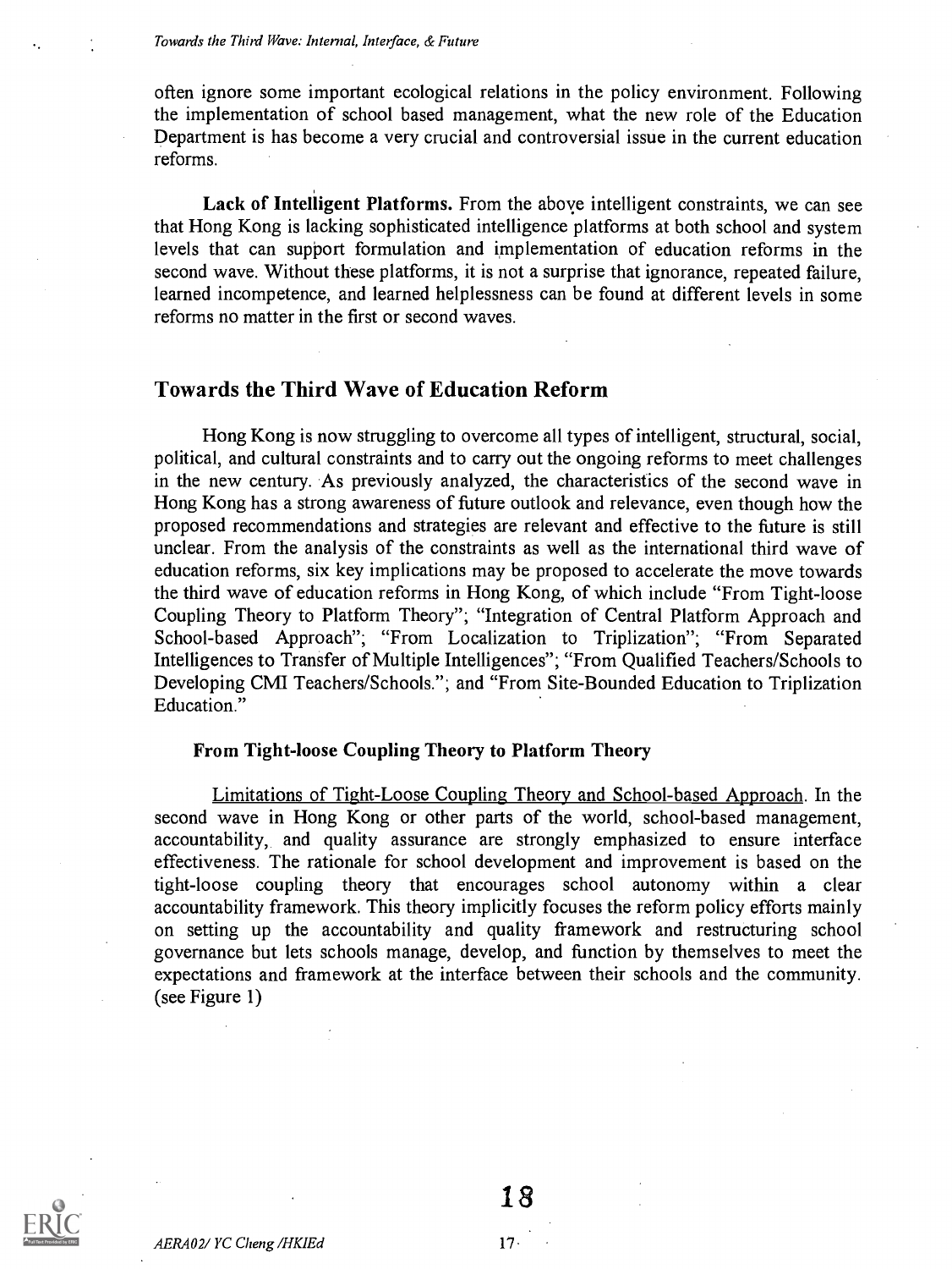often ignore some important ecological relations in the policy environment. Following the implementation of school based management, what the new role of the Education Department is has become a very crucial and controversial issue in the current education reforms.

**Lack of Intelligent Platforms.** From the above intelligent constraints, we can see that Hong Kong is lacking sophisticated intelligence platforms at both school and system levels that can support formulation and implementation of education reforms in the second wave. Without these platforms, it is not a surprise that ignorance, repeated failure, learned incompetence, and learned helplessness can be found at different levels in some reforms no matter in the first or second waves.

## Towards the Third Wave of Education Reform

Hong Kong is now struggling to overcome all types of intelligent, structural, social, political, and cultural constraints and to carry out the ongoing reforms to meet challenges in the new century. As previously analyzed, the characteristics of the second wave in Hong Kong has a strong awareness of future outlook and relevance, even though how the proposed recommendations and strategies are relevant and effective to the future is still unclear. From the analysis of the constraints as well as the international third wave of education reforms, six key implications may be proposed to accelerate the move towards the third wave of education reforms in Hong Kong, of which include "From Tight-loose Coupling Theory to Platform Theory"; "Integration of Central Platform Approach and School-based Approach"; "From Localization to Triplization"; "From Separated Intelligences to Transfer of Multiple Intelligences"; "From Qualified Teachers/Schools to Developing CMI Teachers/Schools."; and "From Site-Bounded Education to Triplization Education."

### From Tight-loose Coupling Theory to Platform Theory

Limitations of Tight-Loose Coupling Theory and School-based Approach. In the second wave in Hong Kong or other parts of the world, school-based management, accountability, and quality assurance are strongly emphasized to ensure interface effectiveness. The rationale for school development and improvement is based on the tight-loose coupling theory that encourages school autonomy within a clear accountability framework. This theory implicitly focuses the reform policy efforts mainly on setting up the accountability and quality framework and restructuring school governance but lets schools manage, develop, and function by themselves to meet the expectations and framework at the interface between their schools and the community. (see Figure 1)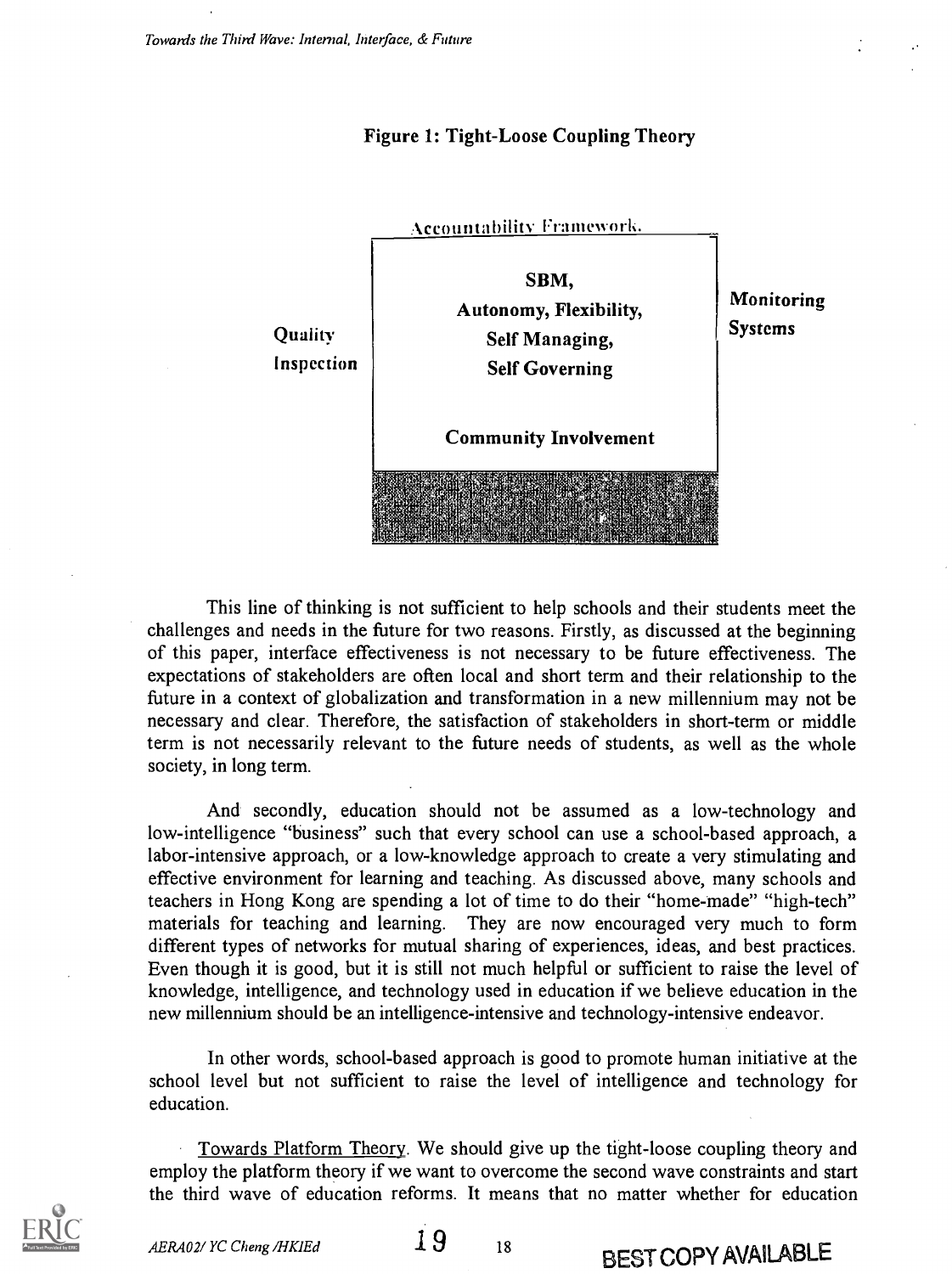**Figure 1: Tight-Loose Coupling Theory**

Accountability Framework.

Quality Inspection

SBM,
Autonomy, Flexibility,
Self Managing,
Self Governing

Community Involvement

Monitoring Systems

This line of thinking is not sufficient to help schools and their students meet the challenges and needs in the future for two reasons. Firstly, as discussed at the beginning of this paper, interface effectiveness is not necessary to be future effectiveness. The expectations of stakeholders are often local and short term and their relationship to the future in a context of globalization and transformation in a new millennium may not be necessary and clear. Therefore, the satisfaction of stakeholders in short-term or middle term is not necessarily relevant to the future needs of students, as well as the whole society, in long term.

And secondly, education should not be assumed as a low-technology and low-intelligence "business" such that every school can use a school-based approach, a labor-intensive approach, or a low-knowledge approach to create a very stimulating and effective environment for learning and teaching. As discussed above, many schools and teachers in Hong Kong are spending a lot of time to do their "home-made" "high-tech" materials for teaching and learning. They are now encouraged very much to form different types of networks for mutual sharing of experiences, ideas, and best practices. Even though it is good, but it is still not much helpful or sufficient to raise the level of knowledge, intelligence, and technology used in education if we believe education in the new millennium should be an intelligence-intensive and technology-intensive endeavor.

In other words, school-based approach is good to promote human initiative at the school level but not sufficient to raise the level of intelligence and technology for education.

Towards Platform Theory. We should give up the tight-loose coupling theory and employ the platform theory if we want to overcome the second wave constraints and start the third wave of education reforms. It means that no matter whether for education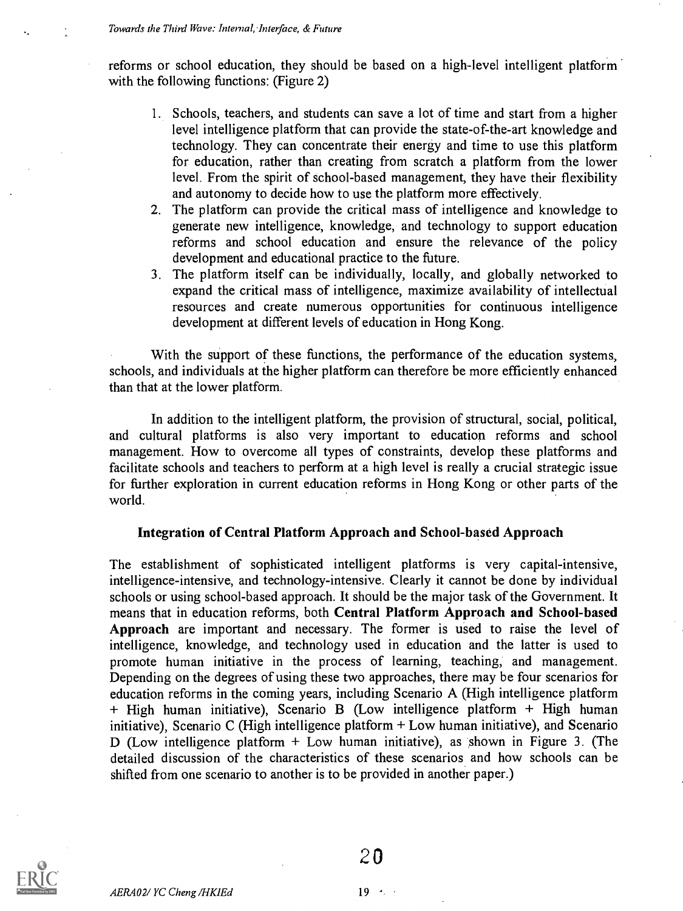reforms or school education, they should be based on a high-level intelligent platform with the following functions: (Figure 2)

1. Schools, teachers, and students can save a lot of time and start from a higher level intelligence platform that can provide the state-of-the-art knowledge and technology. They can concentrate their energy and time to use this platform for education, rather than creating from scratch a platform from the lower level. From the spirit of school-based management, they have their flexibility and autonomy to decide how to use the platform more effectively.
2. The platform can provide the critical mass of intelligence and knowledge to generate new intelligence, knowledge, and technology to support education reforms and school education and ensure the relevance of the policy development and educational practice to the future.
3. The platform itself can be individually, locally, and globally networked to expand the critical mass of intelligence, maximize availability of intellectual resources and create numerous opportunities for continuous intelligence development at different levels of education in Hong Kong.

With the support of these functions, the performance of the education systems, schools, and individuals at the higher platform can therefore be more efficiently enhanced than that at the lower platform.

In addition to the intelligent platform, the provision of structural, social, political, and cultural platforms is also very important to education reforms and school management. How to overcome all types of constraints, develop these platforms and facilitate schools and teachers to perform at a high level is really a crucial strategic issue for further exploration in current education reforms in Hong Kong or other parts of the world.

### Integration of Central Platform Approach and School-based Approach

The establishment of sophisticated intelligent platforms is very capital-intensive, intelligence-intensive, and technology-intensive. Clearly it cannot be done by individual schools or using school-based approach. It should be the major task of the Government. It means that in education reforms, both **Central Platform Approach and School-based Approach** are important and necessary. The former is used to raise the level of intelligence, knowledge, and technology used in education and the latter is used to promote human initiative in the process of learning, teaching, and management. Depending on the degrees of using these two approaches, there may be four scenarios for education reforms in the coming years, including Scenario A (High intelligence platform + High human initiative), Scenario B (Low intelligence platform + High human initiative), Scenario C (High intelligence platform + Low human initiative), and Scenario D (Low intelligence platform + Low human initiative), as shown in Figure 3. (The detailed discussion of the characteristics of these scenarios and how schools can be shifted from one scenario to another is to be provided in another paper.)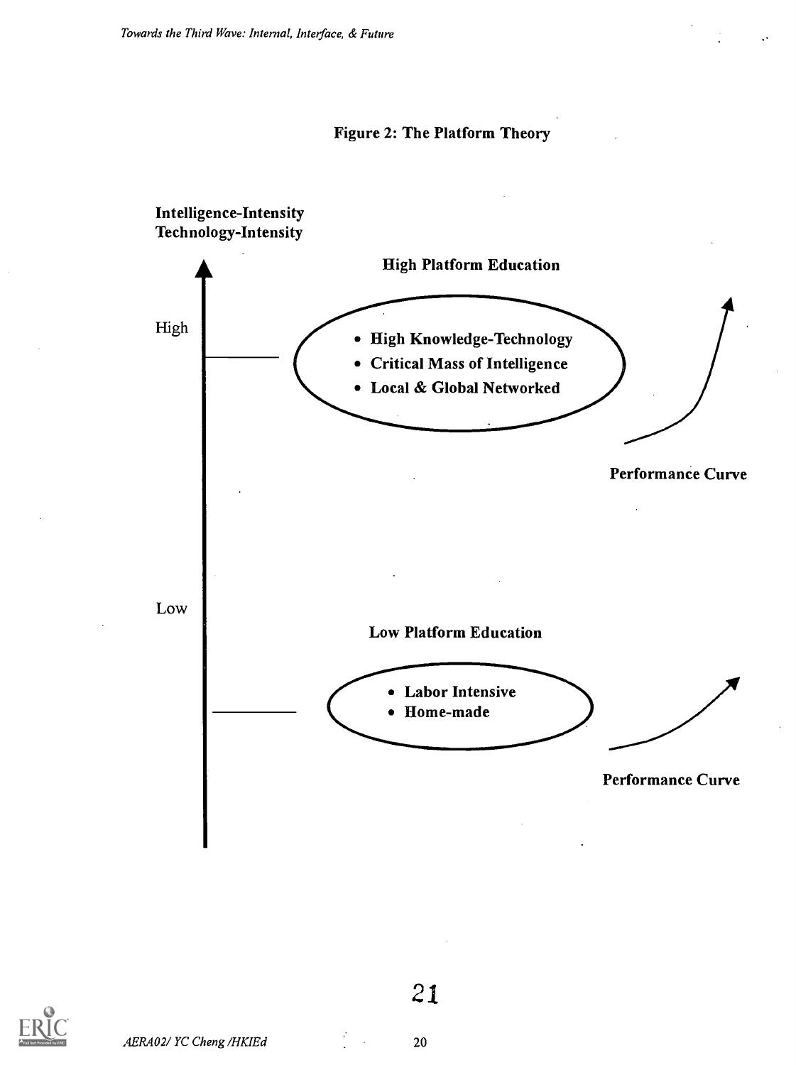**Figure 2: The Platform Theory**

Intelligence-Intensity
Technology-Intensity

High

**High Platform Education**

- **High Knowledge-Technology**
- **Critical Mass of Intelligence**
- **Local & Global Networked**

**Performance Curve**

Low

**Low Platform Education**

- **Labor Intensive**
- **Home-made**

**Performance Curve**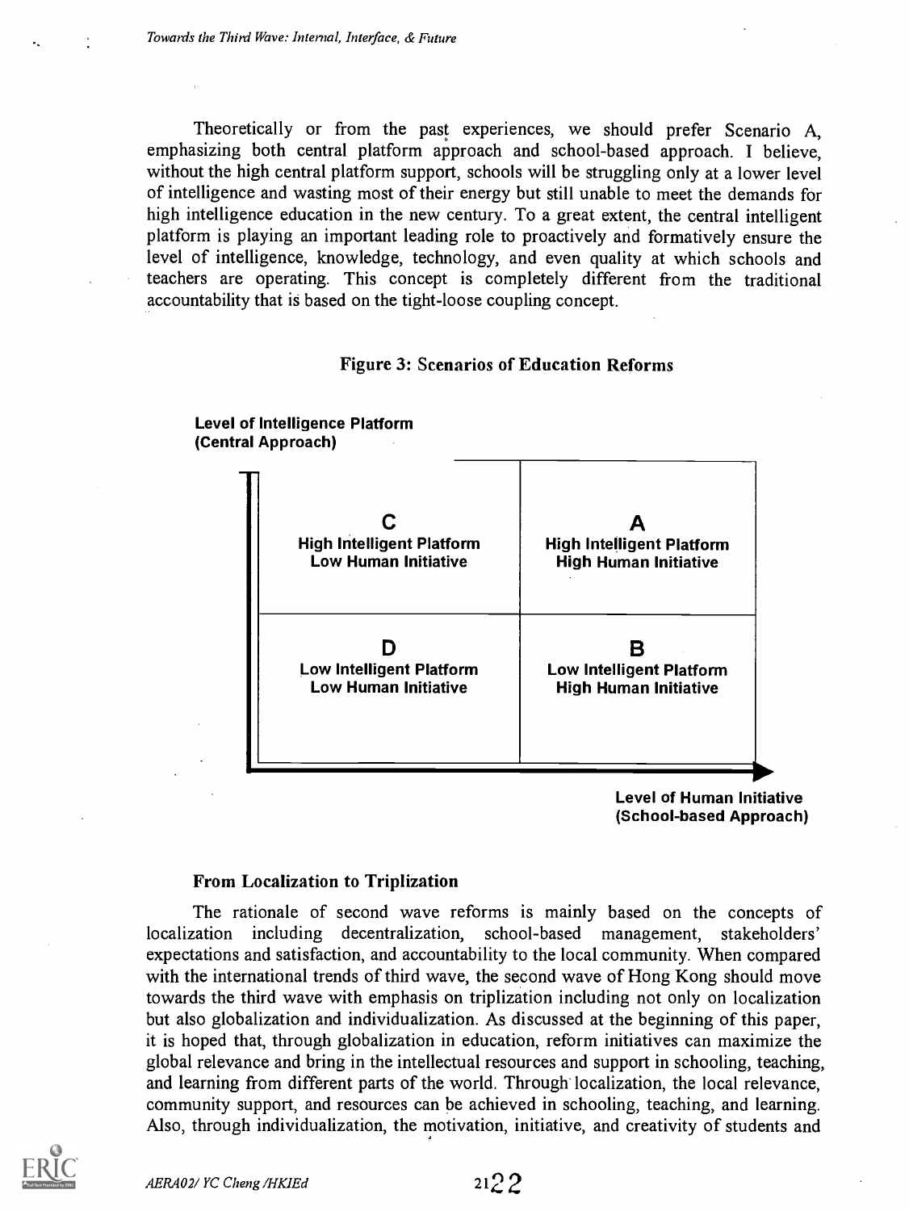Theoretically or from the past experiences, we should prefer Scenario A, emphasizing both central platform approach and school-based approach. I believe, without the high central platform support, schools will be struggling only at a lower level of intelligence and wasting most of their energy but still unable to meet the demands for high intelligence education in the new century. To a great extent, the central intelligent platform is playing an important leading role to proactively and formatively ensure the level of intelligence, knowledge, technology, and even quality at which schools and teachers are operating. This concept is completely different from the traditional accountability that is based on the tight-loose coupling concept.

**Figure 3: Scenarios of Education Reforms**

**Level of Intelligence Platform (Central Approach)**

| | |
|---|---|
| **C** High Intelligent Platform, Low Human Initiative | **A** High Intelligent Platform, High Human Initiative |
| **D** Low Intelligent Platform, Low Human Initiative | **B** Low Intelligent Platform, High Human Initiative |

**Level of Human Initiative (School-based Approach)**

### From Localization to Triplization

The rationale of second wave reforms is mainly based on the concepts of localization including decentralization, school-based management, stakeholders' expectations and satisfaction, and accountability to the local community. When compared with the international trends of third wave, the second wave of Hong Kong should move towards the third wave with emphasis on triplization including not only on localization but also globalization and individualization. As discussed at the beginning of this paper, it is hoped that, through globalization in education, reform initiatives can maximize the global relevance and bring in the intellectual resources and support in schooling, teaching, and learning from different parts of the world. Through localization, the local relevance, community support, and resources can be achieved in schooling, teaching, and learning. Also, through individualization, the motivation, initiative, and creativity of students and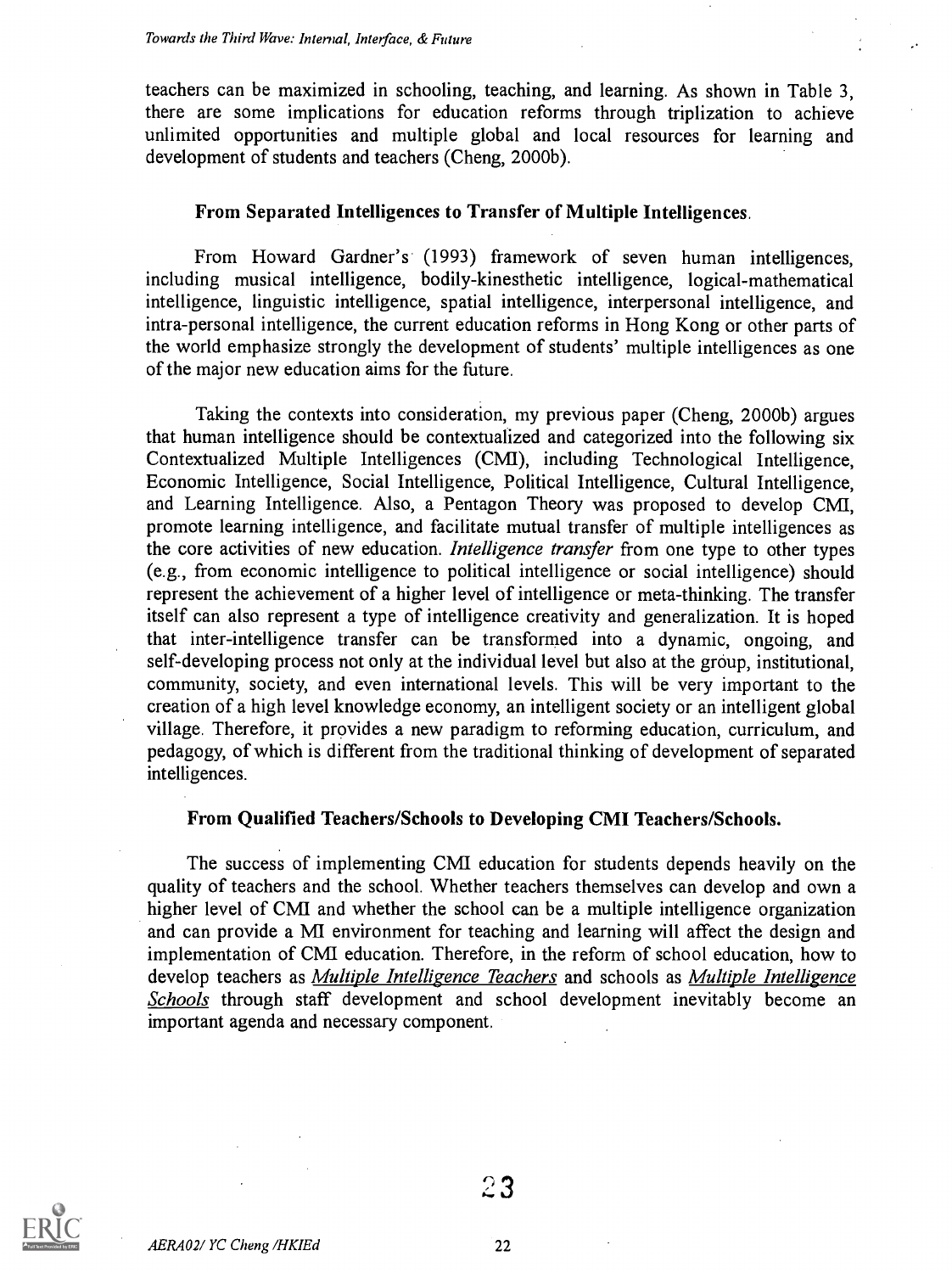teachers can be maximized in schooling, teaching, and learning. As shown in Table 3, there are some implications for education reforms through triplization to achieve unlimited opportunities and multiple global and local resources for learning and development of students and teachers (Cheng, 2000b).

### From Separated Intelligences to Transfer of Multiple Intelligences.

From Howard Gardner's (1993) framework of seven human intelligences, including musical intelligence, bodily-kinesthetic intelligence, logical-mathematical intelligence, linguistic intelligence, spatial intelligence, interpersonal intelligence, and intra-personal intelligence, the current education reforms in Hong Kong or other parts of the world emphasize strongly the development of students' multiple intelligences as one of the major new education aims for the future.

Taking the contexts into consideration, my previous paper (Cheng, 2000b) argues that human intelligence should be contextualized and categorized into the following six Contextualized Multiple Intelligences (CMI), including Technological Intelligence, Economic Intelligence, Social Intelligence, Political Intelligence, Cultural Intelligence, and Learning Intelligence. Also, a Pentagon Theory was proposed to develop CMI, promote learning intelligence, and facilitate mutual transfer of multiple intelligences as the core activities of new education. *Intelligence transfer* from one type to other types (e.g., from economic intelligence to political intelligence or social intelligence) should represent the achievement of a higher level of intelligence or meta-thinking. The transfer itself can also represent a type of intelligence creativity and generalization. It is hoped that inter-intelligence transfer can be transformed into a dynamic, ongoing, and self-developing process not only at the individual level but also at the group, institutional, community, society, and even international levels. This will be very important to the creation of a high level knowledge economy, an intelligent society or an intelligent global village. Therefore, it provides a new paradigm to reforming education, curriculum, and pedagogy, of which is different from the traditional thinking of development of separated intelligences.

### From Qualified Teachers/Schools to Developing CMI Teachers/Schools.

The success of implementing CMI education for students depends heavily on the quality of teachers and the school. Whether teachers themselves can develop and own a higher level of CMI and whether the school can be a multiple intelligence organization and can provide a MI environment for teaching and learning will affect the design and implementation of CMI education. Therefore, in the reform of school education, how to develop teachers as *Multiple Intelligence Teachers* and schools as *Multiple Intelligence Schools* through staff development and school development inevitably become an important agenda and necessary component.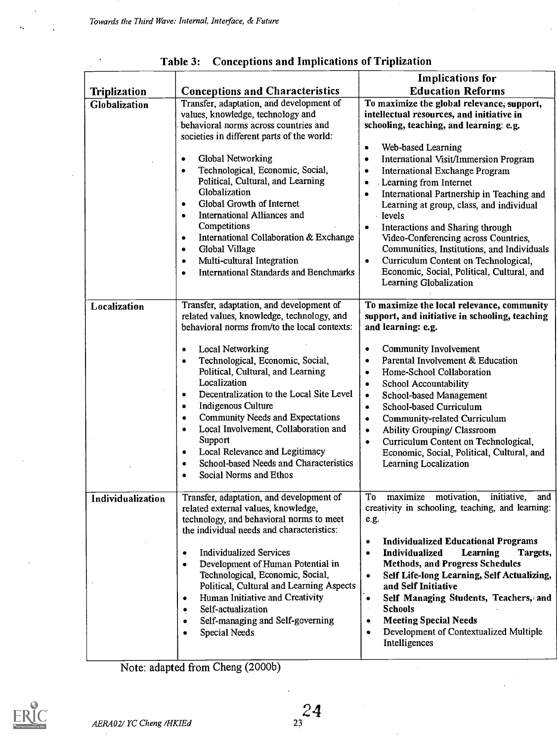**Table 3: Conceptions and Implications of Triplization**

| Triplization | Conceptions and Characteristics | Implications for Education Reforms |
|---|---|---|
| **Globalization** | Transfer, adaptation, and development of values, knowledge, technology and behavioral norms across countries and societies in different parts of the world: <br>• Global Networking <br>• Technological, Economic, Social, Political, Cultural, and Learning Globalization <br>• Global Growth of Internet <br>• International Alliances and Competitions <br>• International Collaboration & Exchange <br>• Global Village <br>• Multi-cultural Integration <br>• International Standards and Benchmarks | **To maximize the global relevance, support, intellectual resources, and initiative in schooling, teaching, and learning: e.g.** <br>• Web-based Learning <br>• International Visit/Immersion Program <br>• International Exchange Program <br>• Learning from Internet <br>• International Partnership in Teaching and Learning at group, class, and individual levels <br>• Interactions and Sharing through Video-Conferencing across Countries, Communities, Institutions, and Individuals <br>• Curriculum Content on Technological, Economic, Social, Political, Cultural, and Learning Globalization |
| **Localization** | Transfer, adaptation, and development of related values, knowledge, technology, and behavioral norms from/to the local contexts: <br>• Local Networking <br>• Technological, Economic, Social, Political, Cultural, and Learning Localization <br>• Decentralization to the Local Site Level <br>• Indigenous Culture <br>• Community Needs and Expectations <br>• Local Involvement, Collaboration and Support <br>• Local Relevance and Legitimacy <br>• School-based Needs and Characteristics <br>• Social Norms and Ethos | **To maximize the local relevance, community support, and initiative in schooling, teaching and learning: e.g.** <br>• Community Involvement <br>• Parental Involvement & Education <br>• Home-School Collaboration <br>• School Accountability <br>• School-based Management <br>• School-based Curriculum <br>• Community-related Curriculum <br>• Ability Grouping/ Classroom <br>• Curriculum Content on Technological, Economic, Social, Political, Cultural, and Learning Localization |
| **Individualization** | Transfer, adaptation, and development of related external values, knowledge, technology, and behavioral norms to meet the individual needs and characteristics: <br>• Individualized Services <br>• Development of Human Potential in Technological, Economic, Social, Political, Cultural and Learning Aspects <br>• Human Initiative and Creativity <br>• Self-actualization <br>• Self-managing and Self-governing <br>• Special Needs | To maximize motivation, initiative, and creativity in schooling, teaching, and learning: e.g. <br>• **Individualized Educational Programs** <br>• **Individualized Learning Targets, Methods, and Progress Schedules** <br>• **Self Life-long Learning, Self Actualizing, and Self Initiative** <br>• **Self Managing Students, Teachers, and Schools** <br>• **Meeting Special Needs** <br>• Development of Contextualized Multiple Intelligences |

Note: adapted from Cheng (2000b)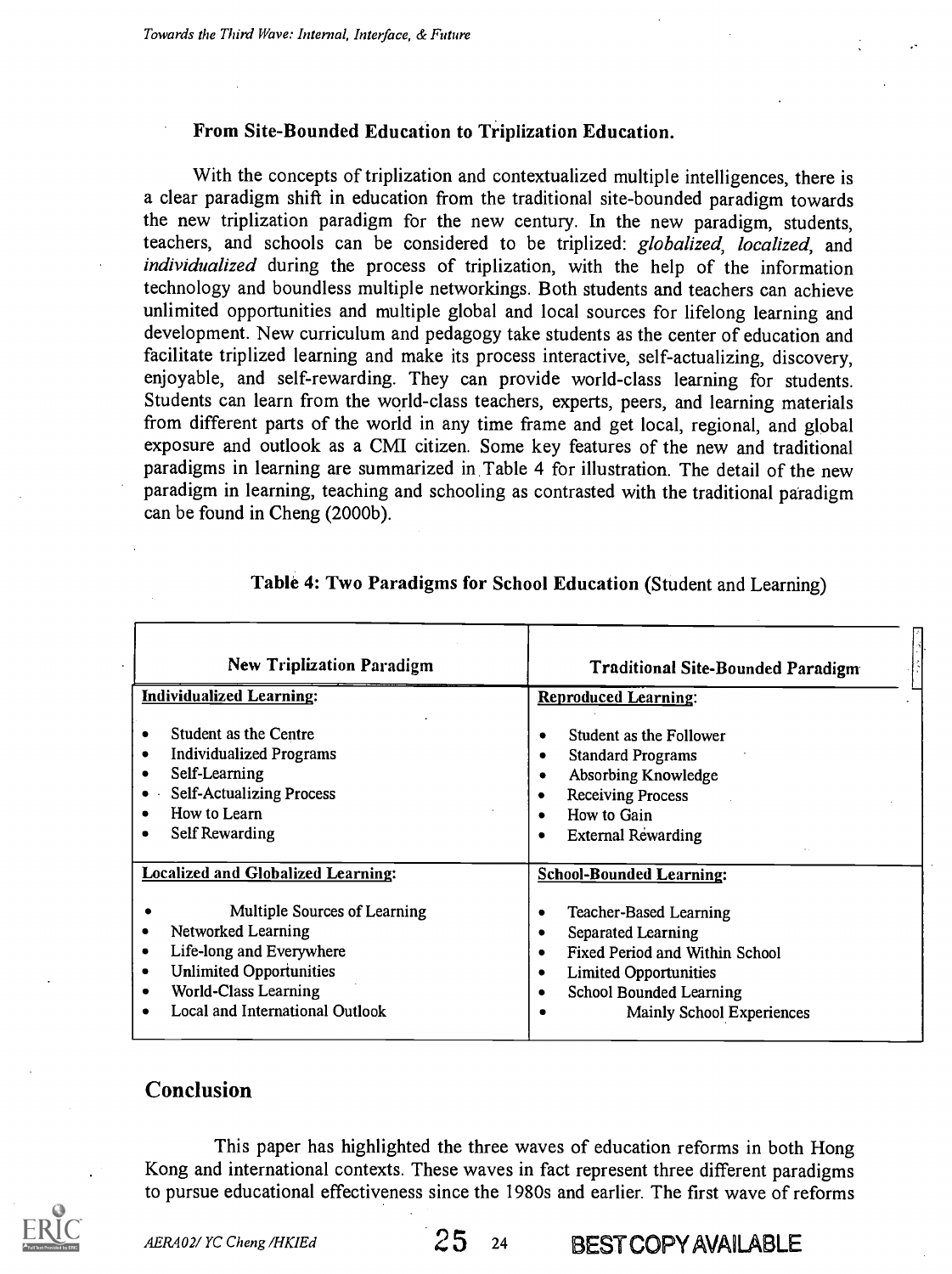### From Site-Bounded Education to Triplization Education.

With the concepts of triplization and contextualized multiple intelligences, there is a clear paradigm shift in education from the traditional site-bounded paradigm towards the new triplization paradigm for the new century. In the new paradigm, students, teachers, and schools can be considered to be triplized: *globalized*, *localized*, and *individualized* during the process of triplization, with the help of the information technology and boundless multiple networkings. Both students and teachers can achieve unlimited opportunities and multiple global and local sources for lifelong learning and development. New curriculum and pedagogy take students as the center of education and facilitate triplized learning and make its process interactive, self-actualizing, discovery, enjoyable, and self-rewarding. They can provide world-class learning for students. Students can learn from the world-class teachers, experts, peers, and learning materials from different parts of the world in any time frame and get local, regional, and global exposure and outlook as a CMI citizen. Some key features of the new and traditional paradigms in learning are summarized in Table 4 for illustration. The detail of the new paradigm in learning, teaching and schooling as contrasted with the traditional paradigm can be found in Cheng (2000b).

**Table 4: Two Paradigms for School Education** (Student and Learning)

| New Triplization Paradigm | Traditional Site-Bounded Paradigm |
|---|---|
| **Individualized Learning:** | **Reproduced Learning:** |
| • Student as the Centre | • Student as the Follower |
| • Individualized Programs | • Standard Programs |
| • Self-Learning | • Absorbing Knowledge |
| • Self-Actualizing Process | • Receiving Process |
| • How to Learn | • How to Gain |
| • Self Rewarding | • External Rewarding |
| **Localized and Globalized Learning:** | **School-Bounded Learning:** |
| • Multiple Sources of Learning | • Teacher-Based Learning |
| • Networked Learning | • Separated Learning |
| • Life-long and Everywhere | • Fixed Period and Within School |
| • Unlimited Opportunities | • Limited Opportunities |
| • World-Class Learning | • School Bounded Learning |
| • Local and International Outlook | • Mainly School Experiences |

## Conclusion

This paper has highlighted the three waves of education reforms in both Hong Kong and international contexts. These waves in fact represent three different paradigms to pursue educational effectiveness since the 1980s and earlier. The first wave of reforms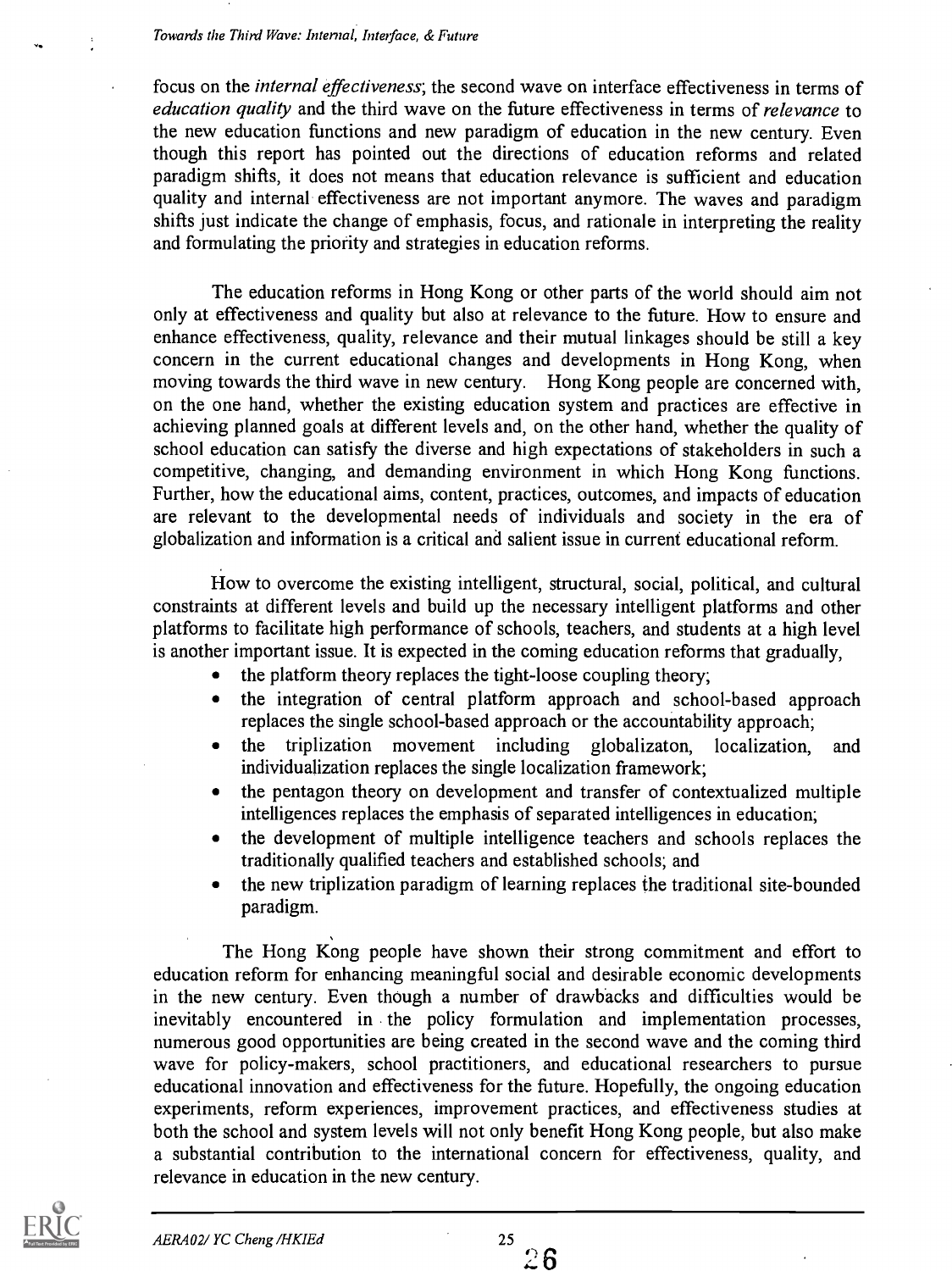focus on the *internal effectiveness*; the second wave on interface effectiveness in terms of *education quality* and the third wave on the future effectiveness in terms of *relevance* to the new education functions and new paradigm of education in the new century. Even though this report has pointed out the directions of education reforms and related paradigm shifts, it does not means that education relevance is sufficient and education quality and internal effectiveness are not important anymore. The waves and paradigm shifts just indicate the change of emphasis, focus, and rationale in interpreting the reality and formulating the priority and strategies in education reforms.

The education reforms in Hong Kong or other parts of the world should aim not only at effectiveness and quality but also at relevance to the future. How to ensure and enhance effectiveness, quality, relevance and their mutual linkages should be still a key concern in the current educational changes and developments in Hong Kong, when moving towards the third wave in new century. Hong Kong people are concerned with, on the one hand, whether the existing education system and practices are effective in achieving planned goals at different levels and, on the other hand, whether the quality of school education can satisfy the diverse and high expectations of stakeholders in such a competitive, changing, and demanding environment in which Hong Kong functions. Further, how the educational aims, content, practices, outcomes, and impacts of education are relevant to the developmental needs of individuals and society in the era of globalization and information is a critical and salient issue in current educational reform.

How to overcome the existing intelligent, structural, social, political, and cultural constraints at different levels and build up the necessary intelligent platforms and other platforms to facilitate high performance of schools, teachers, and students at a high level is another important issue. It is expected in the coming education reforms that gradually,

- the platform theory replaces the tight-loose coupling theory;
- the integration of central platform approach and school-based approach replaces the single school-based approach or the accountability approach;
- the triplization movement including globalizaton, localization, and individualization replaces the single localization framework;
- the pentagon theory on development and transfer of contextualized multiple intelligences replaces the emphasis of separated intelligences in education;
- the development of multiple intelligence teachers and schools replaces the traditionally qualified teachers and established schools; and
- the new triplization paradigm of learning replaces the traditional site-bounded paradigm.

The Hong Kong people have shown their strong commitment and effort to education reform for enhancing meaningful social and desirable economic developments in the new century. Even though a number of drawbacks and difficulties would be inevitably encountered in the policy formulation and implementation processes, numerous good opportunities are being created in the second wave and the coming third wave for policy-makers, school practitioners, and educational researchers to pursue educational innovation and effectiveness for the future. Hopefully, the ongoing education experiments, reform experiences, improvement practices, and effectiveness studies at both the school and system levels will not only benefit Hong Kong people, but also make a substantial contribution to the international concern for effectiveness, quality, and relevance in education in the new century.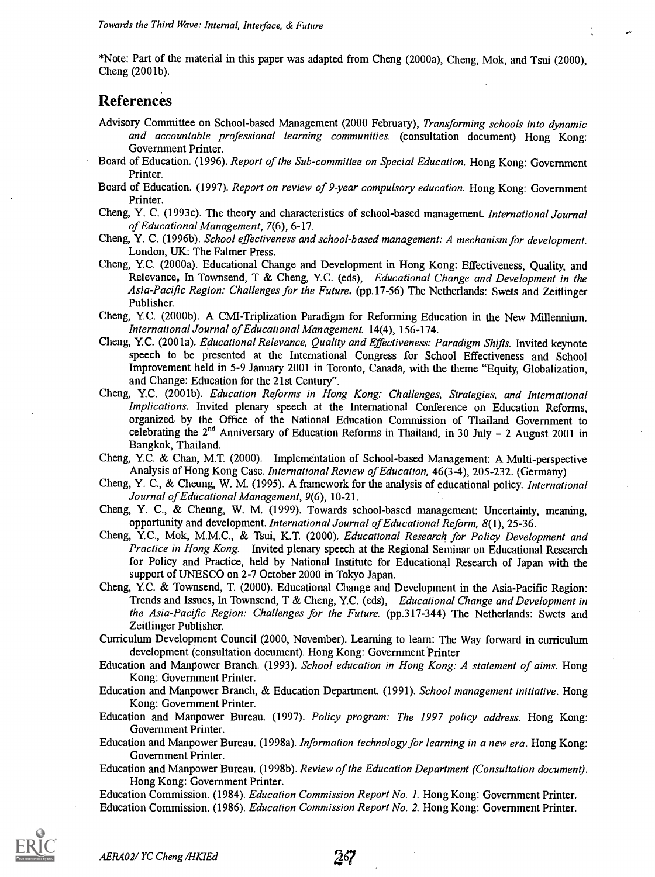*Note: Part of the material in this paper was adapted from Cheng (2000a), Cheng, Mok, and Tsui (2000), Cheng (2001b).

## References

Advisory Committee on School-based Management (2000 February), *Transforming schools into dynamic and accountable professional learning communities.* (consultation document) Hong Kong: Government Printer.

Board of Education. (1996). *Report of the Sub-committee on Special Education.* Hong Kong: Government Printer.

Board of Education. (1997). *Report on review of 9-year compulsory education.* Hong Kong: Government Printer.

Cheng, Y. C. (1993c). The theory and characteristics of school-based management. *International Journal of Educational Management, 7*(6), 6-17.

Cheng, Y. C. (1996b). *School effectiveness and school-based management: A mechanism for development.* London, UK: The Falmer Press.

Cheng, Y.C. (2000a). Educational Change and Development in Hong Kong: Effectiveness, Quality, and Relevance, In Townsend, T & Cheng, Y.C. (eds), *Educational Change and Development in the Asia-Pacific Region: Challenges for the Future.* (pp.17-56) The Netherlands: Swets and Zeitlinger Publisher.

Cheng, Y.C. (2000b). A CMI-Triplization Paradigm for Reforming Education in the New Millennium. *International Journal of Educational Management.* 14(4), 156-174.

Cheng, Y.C. (2001a). *Educational Relevance, Quality and Effectiveness: Paradigm Shifts.* Invited keynote speech to be presented at the International Congress for School Effectiveness and School Improvement held in 5-9 January 2001 in Toronto, Canada, with the theme "Equity, Globalization, and Change: Education for the 21st Century".

Cheng, Y.C. (2001b). *Education Reforms in Hong Kong: Challenges, Strategies, and International Implications.* Invited plenary speech at the International Conference on Education Reforms, organized by the Office of the National Education Commission of Thailand Government to celebrating the 2nd Anniversary of Education Reforms in Thailand, in 30 July – 2 August 2001 in Bangkok, Thailand.

Cheng, Y.C. & Chan, M.T. (2000). Implementation of School-based Management: A Multi-perspective Analysis of Hong Kong Case. *International Review of Education,* 46(3-4), 205-232. (Germany)

Cheng, Y. C., & Cheung, W. M. (1995). A framework for the analysis of educational policy. *International Journal of Educational Management, 9*(6), 10-21.

Cheng, Y. C., & Cheung, W. M. (1999). Towards school-based management: Uncertainty, meaning, opportunity and development. *International Journal of Educational Reform, 8*(1), 25-36.

Cheng, Y.C., Mok, M.M.C., & Tsui, K.T. (2000). *Educational Research for Policy Development and Practice in Hong Kong.* Invited plenary speech at the Regional Seminar on Educational Research for Policy and Practice, held by National Institute for Educational Research of Japan with the support of UNESCO on 2-7 October 2000 in Tokyo Japan.

Cheng, Y.C. & Townsend, T. (2000). Educational Change and Development in the Asia-Pacific Region: Trends and Issues, In Townsend, T & Cheng, Y.C. (eds), *Educational Change and Development in the Asia-Pacific Region: Challenges for the Future.* (pp.317-344) The Netherlands: Swets and Zeitlinger Publisher.

Curriculum Development Council (2000, November). Learning to learn: The Way forward in curriculum development (consultation document). Hong Kong: Government Printer

Education and Manpower Branch. (1993). *School education in Hong Kong: A statement of aims.* Hong Kong: Government Printer.

Education and Manpower Branch, & Education Department. (1991). *School management initiative.* Hong Kong: Government Printer.

Education and Manpower Bureau. (1997). *Policy program: The 1997 policy address.* Hong Kong: Government Printer.

Education and Manpower Bureau. (1998a). *Information technology for learning in a new era.* Hong Kong: Government Printer.

Education and Manpower Bureau. (1998b). *Review of the Education Department (Consultation document).* Hong Kong: Government Printer.

Education Commission. (1984). *Education Commission Report No. 1.* Hong Kong: Government Printer.

Education Commission. (1986). *Education Commission Report No. 2.* Hong Kong: Government Printer.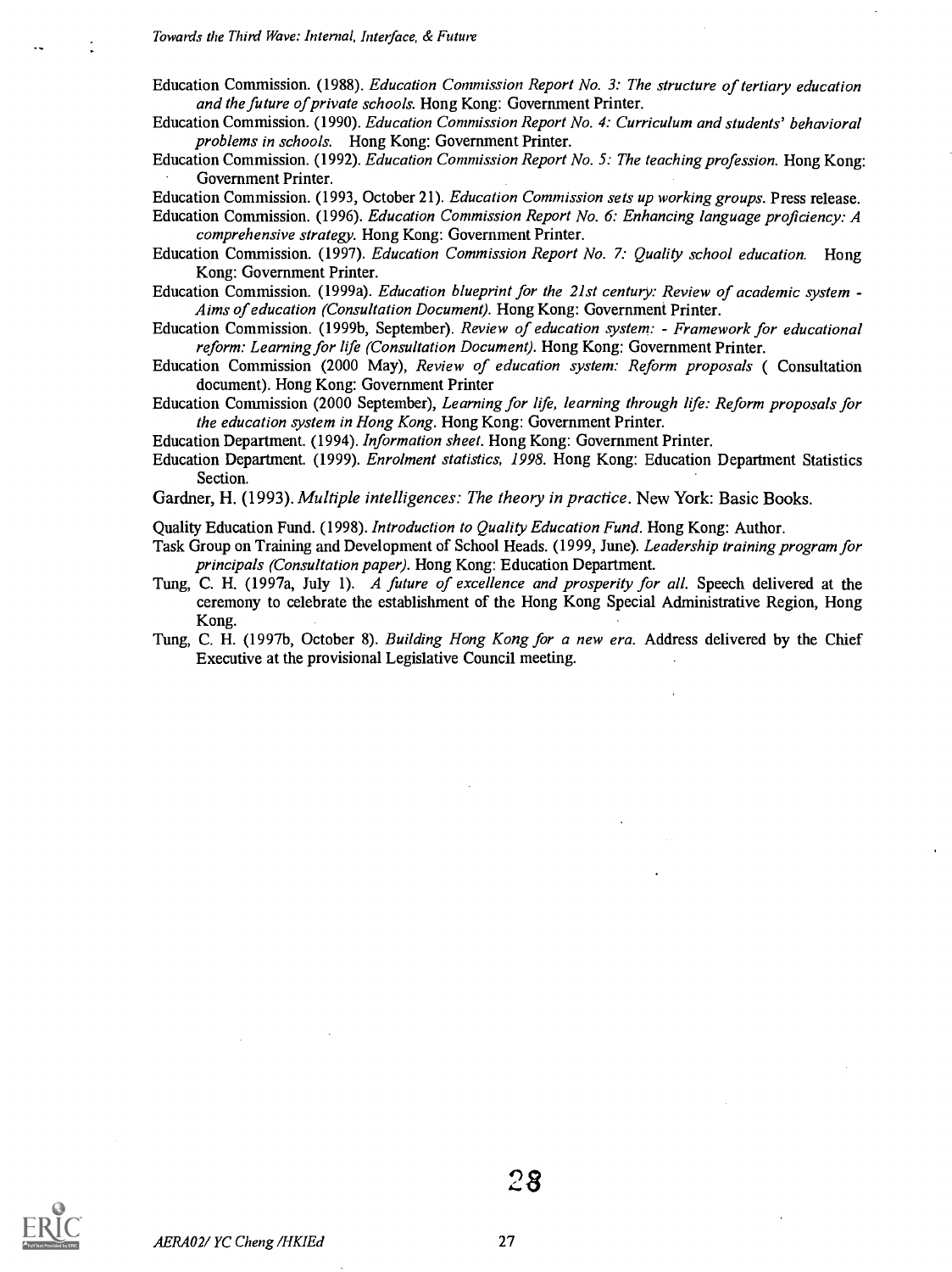Education Commission. (1988). *Education Commission Report No. 3: The structure of tertiary education and the future of private schools.* Hong Kong: Government Printer.

Education Commission. (1990). *Education Commission Report No. 4: Curriculum and students' behavioral problems in schools.* Hong Kong: Government Printer.

Education Commission. (1992). *Education Commission Report No. 5: The teaching profession.* Hong Kong: Government Printer.

Education Commission. (1993, October 21). *Education Commission sets up working groups.* Press release.

Education Commission. (1996). *Education Commission Report No. 6: Enhancing language proficiency: A comprehensive strategy.* Hong Kong: Government Printer.

Education Commission. (1997). *Education Commission Report No. 7: Quality school education.* Hong Kong: Government Printer.

Education Commission. (1999a). *Education blueprint for the 21st century: Review of academic system - Aims of education (Consultation Document).* Hong Kong: Government Printer.

Education Commission. (1999b, September). *Review of education system: - Framework for educational reform: Learning for life (Consultation Document).* Hong Kong: Government Printer.

Education Commission (2000 May), *Review of education system: Reform proposals* ( Consultation document). Hong Kong: Government Printer

Education Commission (2000 September), *Learning for life, learning through life: Reform proposals for the education system in Hong Kong.* Hong Kong: Government Printer.

Education Department. (1994). *Information sheet.* Hong Kong: Government Printer.

Education Department. (1999). *Enrolment statistics, 1998.* Hong Kong: Education Department Statistics Section.

Gardner, H. (1993). *Multiple intelligences: The theory in practice.* New York: Basic Books.

Quality Education Fund. (1998). *Introduction to Quality Education Fund.* Hong Kong: Author.

Task Group on Training and Development of School Heads. (1999, June). *Leadership training program for principals (Consultation paper).* Hong Kong: Education Department.

Tung, C. H. (1997a, July 1). *A future of excellence and prosperity for all.* Speech delivered at the ceremony to celebrate the establishment of the Hong Kong Special Administrative Region, Hong Kong.

Tung, C. H. (1997b, October 8). *Building Hong Kong for a new era.* Address delivered by the Chief Executive at the provisional Legislative Council meeting.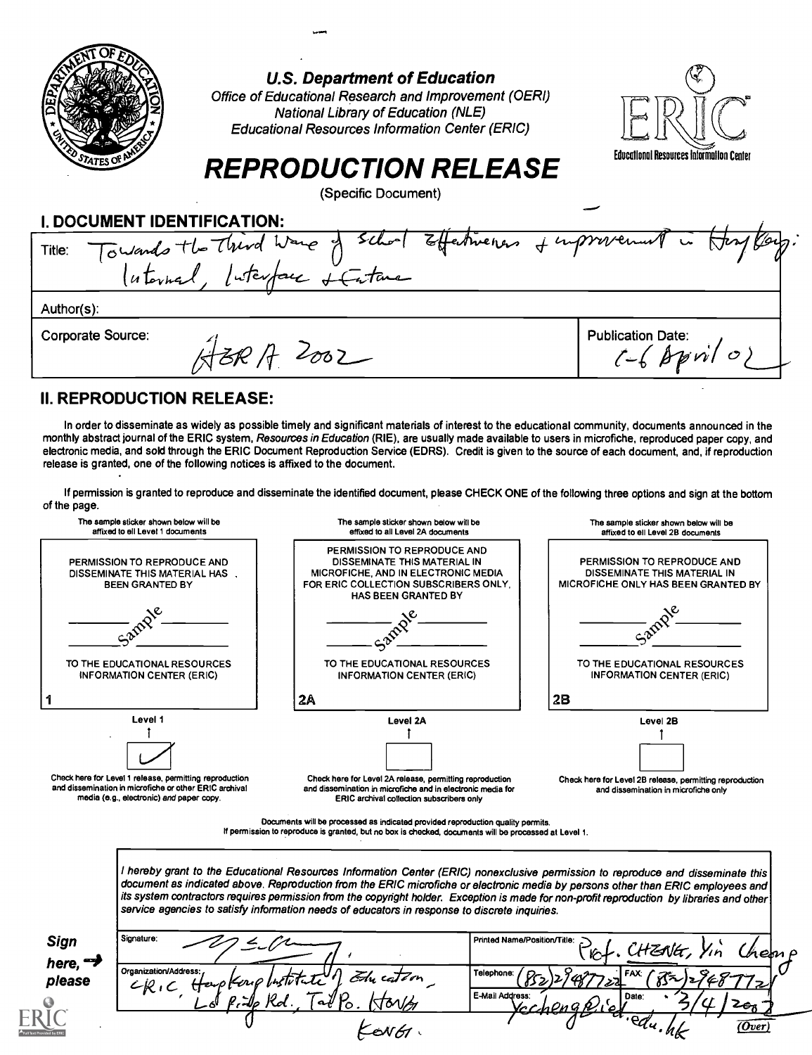# U.S. Department of Education

Office of Educational Research and Improvement (OERI)
National Library of Education (NLE)
Educational Resources Information Center (ERIC)

Educational Resources Information Center

# REPRODUCTION RELEASE

(Specific Document)

## I. DOCUMENT IDENTIFICATION:

| | |
|---|---|
| Title: Towards the Third Wave of School Effectiveness & Improvement in Hong Kong: Internal, Interface & Future | |
| Author(s): | |
| Corporate Source: AERA 2002 | Publication Date: 1-6 April 02 |

## II. REPRODUCTION RELEASE:

In order to disseminate as widely as possible timely and significant materials of interest to the educational community, documents announced in the monthly abstract journal of the ERIC system, *Resources in Education* (RIE), are usually made available to users in microfiche, reproduced paper copy, and electronic media, and sold through the ERIC Document Reproduction Service (EDRS). Credit is given to the source of each document, and, if reproduction release is granted, one of the following notices is affixed to the document.

If permission is granted to reproduce and disseminate the identified document, please CHECK ONE of the following three options and sign at the bottom of the page.

| The sample sticker shown below will be affixed to all Level 1 documents | The sample sticker shown below will be affixed to all Level 2A documents | The sample sticker shown below will be affixed to all Level 2B documents |
|---|---|---|
| PERMISSION TO REPRODUCE AND DISSEMINATE THIS MATERIAL HAS BEEN GRANTED BY<br>Sample<br>TO THE EDUCATIONAL RESOURCES INFORMATION CENTER (ERIC) | PERMISSION TO REPRODUCE AND DISSEMINATE THIS MATERIAL IN MICROFICHE, AND IN ELECTRONIC MEDIA FOR ERIC COLLECTION SUBSCRIBERS ONLY, HAS BEEN GRANTED BY<br>Sample<br>TO THE EDUCATIONAL RESOURCES INFORMATION CENTER (ERIC) | PERMISSION TO REPRODUCE AND DISSEMINATE THIS MATERIAL IN MICROFICHE ONLY HAS BEEN GRANTED BY<br>Sample<br>TO THE EDUCATIONAL RESOURCES INFORMATION CENTER (ERIC) |
| 1 | 2A | 2B |
| Level 1 | Level 2A | Level 2B |
| ☑ | ☐ | ☐ |
| Check here for Level 1 release, permitting reproduction and dissemination in microfiche or other ERIC archival media (e.g., electronic) *and* paper copy. | Check here for Level 2A release, permitting reproduction and dissemination in microfiche and in electronic media for ERIC archival collection subscribers only | Check here for Level 2B release, permitting reproduction and dissemination in microfiche only |

Documents will be processed as indicated provided reproduction quality permits.
If permission to reproduce is granted, but no box is checked, documents will be processed at Level 1.

*I hereby grant to the Educational Resources Information Center (ERIC) nonexclusive permission to reproduce and disseminate this document as indicated above. Reproduction from the ERIC microfiche or electronic media by persons other than ERIC employees and its system contractors requires permission from the copyright holder. Exception is made for non-profit reproduction by libraries and other service agencies to satisfy information needs of educators in response to discrete inquiries.*

**Sign here, please**

| | |
|---|---|
| Signature: [signature] | Printed Name/Position/Title: Prof. CHENG, Yin Cheong |
| Organization/Address: CRIC, Hong Kong Institute of Education, Lo Ping Rd., Tai Po, Hong Kong. | Telephone: (852) 29487722 FAX: (852) 29487721 |
| | E-Mail Address: ycheng@ied.edu.hk Date: 3/4/2002 |

(Over)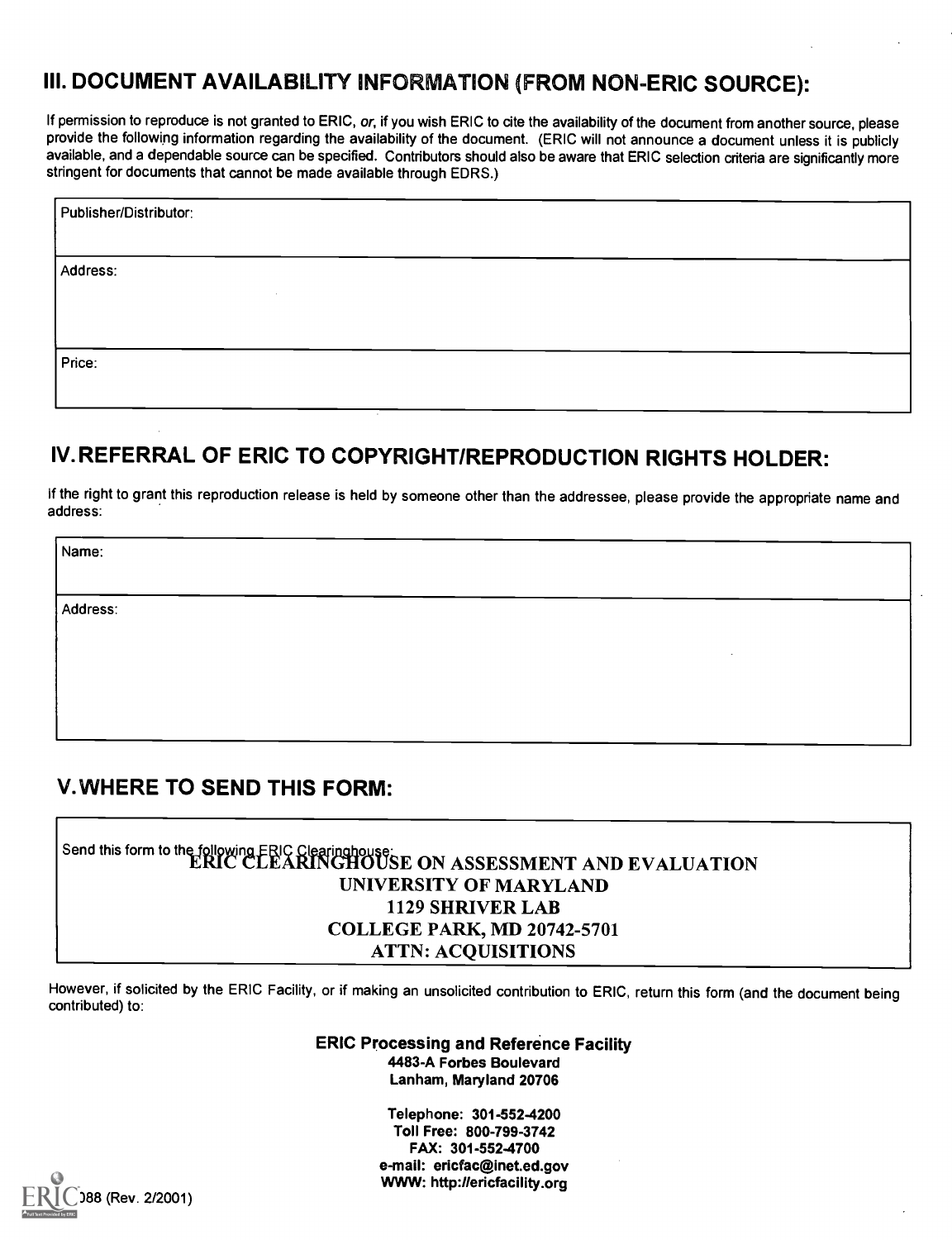## III. DOCUMENT AVAILABILITY INFORMATION (FROM NON-ERIC SOURCE):

If permission to reproduce is not granted to ERIC, *or*, if you wish ERIC to cite the availability of the document from another source, please provide the following information regarding the availability of the document. (ERIC will not announce a document unless it is publicly available, and a dependable source can be specified. Contributors should also be aware that ERIC selection criteria are significantly more stringent for documents that cannot be made available through EDRS.)

| |
|---|
| Publisher/Distributor: |
| Address: |
| Price: |

## IV. REFERRAL OF ERIC TO COPYRIGHT/REPRODUCTION RIGHTS HOLDER:

If the right to grant this reproduction release is held by someone other than the addressee, please provide the appropriate name and address:

| |
|---|
| Name: |
| Address: |

## V. WHERE TO SEND THIS FORM:

Send this form to the following ERIC Clearinghouse:

**ERIC CLEARINGHOUSE ON ASSESSMENT AND EVALUATION**
**UNIVERSITY OF MARYLAND**
**1129 SHRIVER LAB**
**COLLEGE PARK, MD 20742-5701**
**ATTN: ACQUISITIONS**

However, if solicited by the ERIC Facility, or if making an unsolicited contribution to ERIC, return this form (and the document being contributed) to:

**ERIC Processing and Reference Facility**
**4483-A Forbes Boulevard**
**Lanham, Maryland 20706**

**Telephone: 301-552-4200**
**Toll Free: 800-799-3742**
**FAX: 301-552-4700**
**e-mail: ericfac@inet.ed.gov**
**WWW: http://ericfacility.org**

088 (Rev. 2/2001)